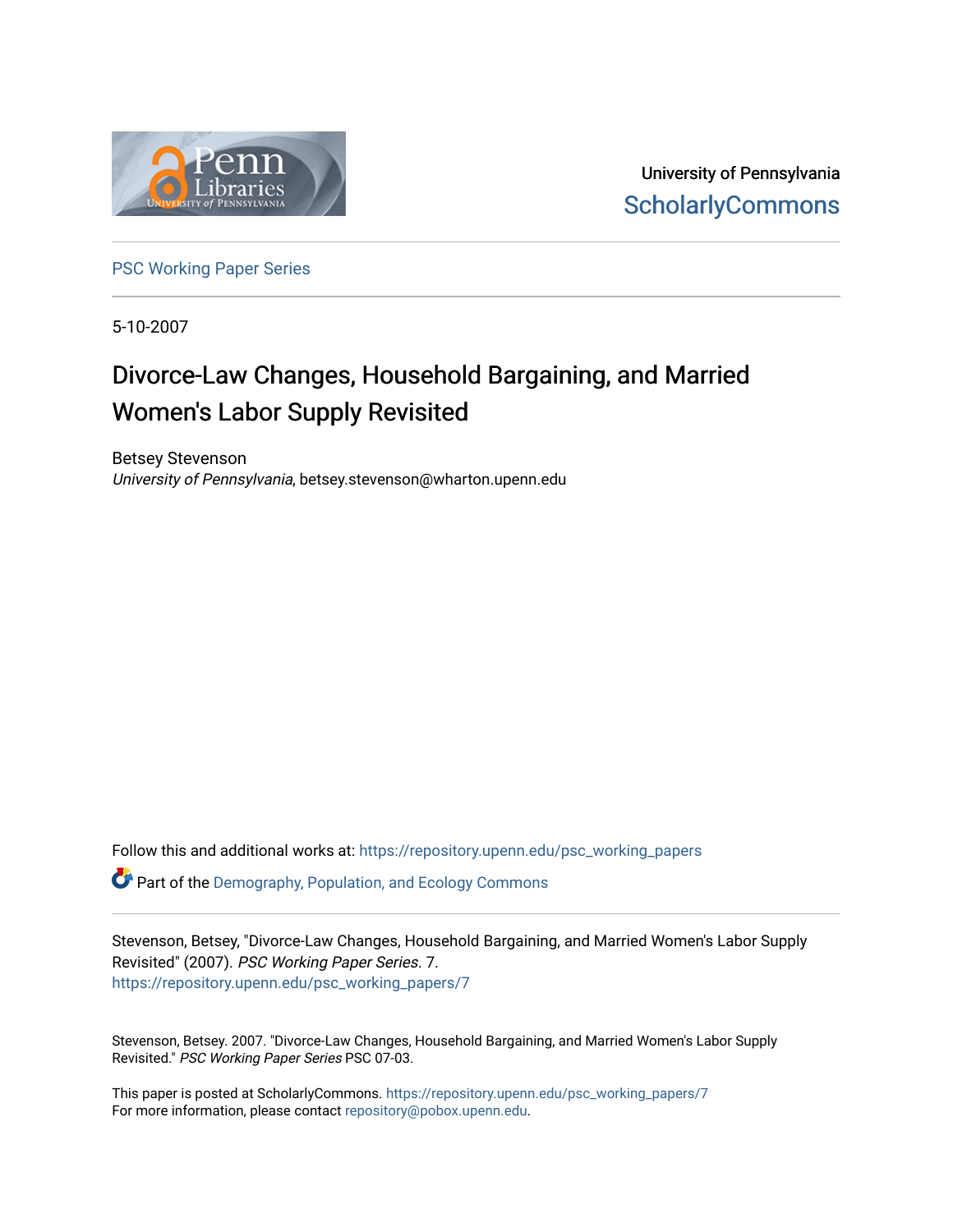University of Pennsylvania
ScholarlyCommons

PSC Working Paper Series

5-10-2007

# Divorce-Law Changes, Household Bargaining, and Married Women's Labor Supply Revisited

Betsey Stevenson
*University of Pennsylvania*, betsey.stevenson@wharton.upenn.edu

Follow this and additional works at: https://repository.upenn.edu/psc_working_papers

Part of the Demography, Population, and Ecology Commons

Stevenson, Betsey, "Divorce-Law Changes, Household Bargaining, and Married Women's Labor Supply Revisited" (2007). *PSC Working Paper Series*. 7.
https://repository.upenn.edu/psc_working_papers/7

Stevenson, Betsey. 2007. "Divorce-Law Changes, Household Bargaining, and Married Women's Labor Supply Revisited." *PSC Working Paper Series* PSC 07-03.

This paper is posted at ScholarlyCommons. https://repository.upenn.edu/psc_working_papers/7
For more information, please contact repository@pobox.upenn.edu.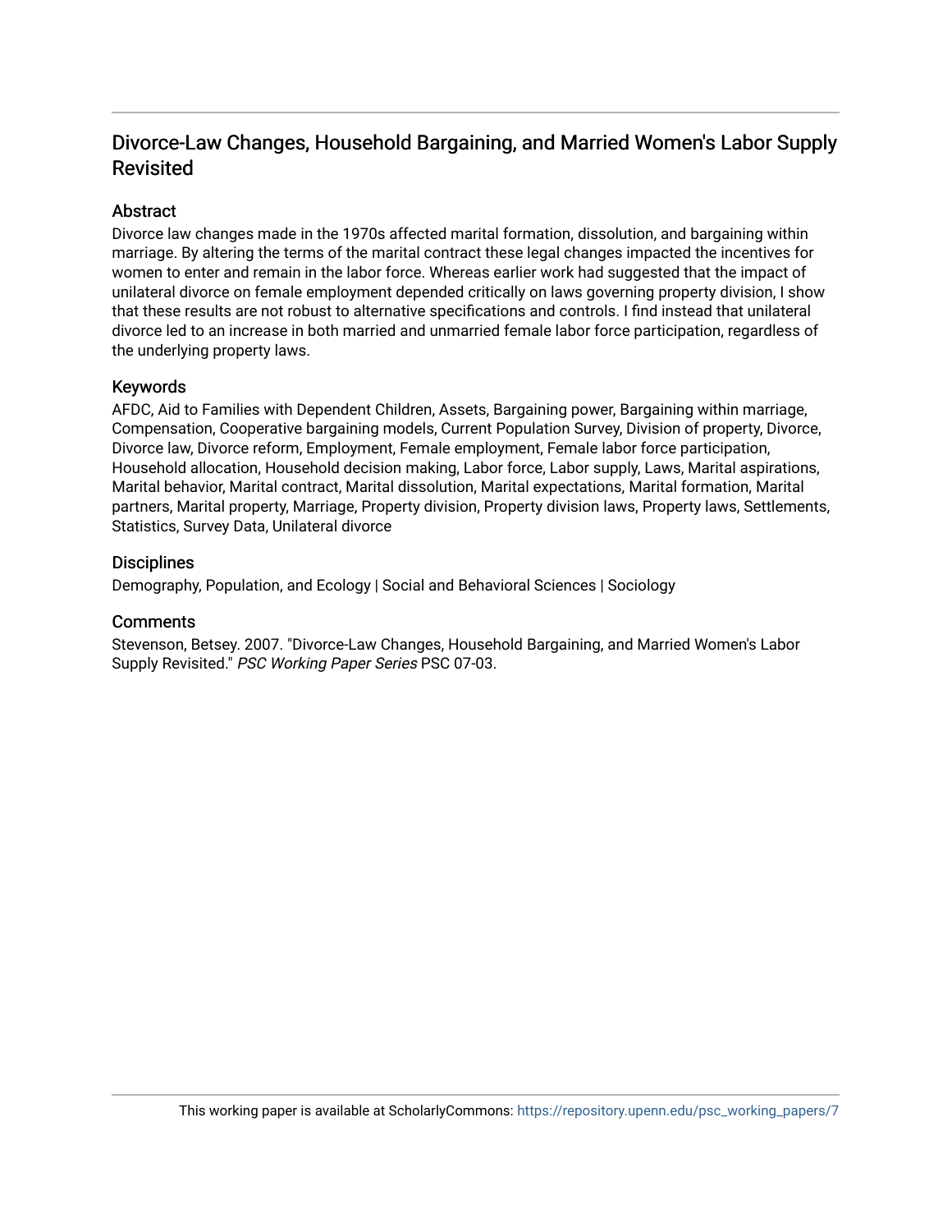# Divorce-Law Changes, Household Bargaining, and Married Women's Labor Supply Revisited

## Abstract

Divorce law changes made in the 1970s affected marital formation, dissolution, and bargaining within marriage. By altering the terms of the marital contract these legal changes impacted the incentives for women to enter and remain in the labor force. Whereas earlier work had suggested that the impact of unilateral divorce on female employment depended critically on laws governing property division, I show that these results are not robust to alternative specifications and controls. I find instead that unilateral divorce led to an increase in both married and unmarried female labor force participation, regardless of the underlying property laws.

## Keywords

AFDC, Aid to Families with Dependent Children, Assets, Bargaining power, Bargaining within marriage, Compensation, Cooperative bargaining models, Current Population Survey, Division of property, Divorce, Divorce law, Divorce reform, Employment, Female employment, Female labor force participation, Household allocation, Household decision making, Labor force, Labor supply, Laws, Marital aspirations, Marital behavior, Marital contract, Marital dissolution, Marital expectations, Marital formation, Marital partners, Marital property, Marriage, Property division, Property division laws, Property laws, Settlements, Statistics, Survey Data, Unilateral divorce

## Disciplines

Demography, Population, and Ecology | Social and Behavioral Sciences | Sociology

## Comments

Stevenson, Betsey. 2007. "Divorce-Law Changes, Household Bargaining, and Married Women's Labor Supply Revisited." *PSC Working Paper Series* PSC 07-03.

This working paper is available at ScholarlyCommons: https://repository.upenn.edu/psc_working_papers/7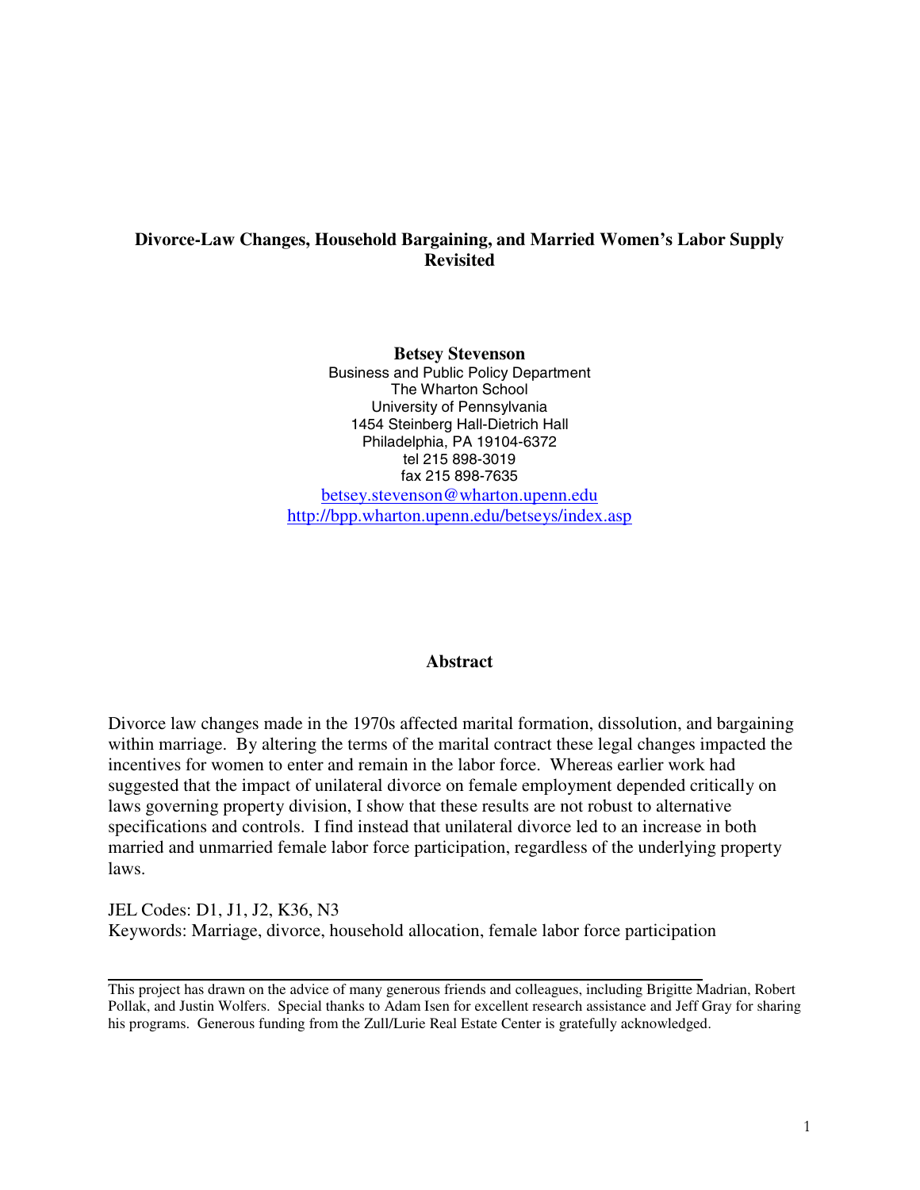**Divorce-Law Changes, Household Bargaining, and Married Women's Labor Supply Revisited**

**Betsey Stevenson**
Business and Public Policy Department
The Wharton School
University of Pennsylvania
1454 Steinberg Hall-Dietrich Hall
Philadelphia, PA 19104-6372
tel 215 898-3019
fax 215 898-7635
betsey.stevenson@wharton.upenn.edu
http://bpp.wharton.upenn.edu/betseys/index.asp

**Abstract**

Divorce law changes made in the 1970s affected marital formation, dissolution, and bargaining within marriage. By altering the terms of the marital contract these legal changes impacted the incentives for women to enter and remain in the labor force. Whereas earlier work had suggested that the impact of unilateral divorce on female employment depended critically on laws governing property division, I show that these results are not robust to alternative specifications and controls. I find instead that unilateral divorce led to an increase in both married and unmarried female labor force participation, regardless of the underlying property laws.

JEL Codes: D1, J1, J2, K36, N3
Keywords: Marriage, divorce, household allocation, female labor force participation

---

This project has drawn on the advice of many generous friends and colleagues, including Brigitte Madrian, Robert Pollak, and Justin Wolfers. Special thanks to Adam Isen for excellent research assistance and Jeff Gray for sharing his programs. Generous funding from the Zull/Lurie Real Estate Center is gratefully acknowledged.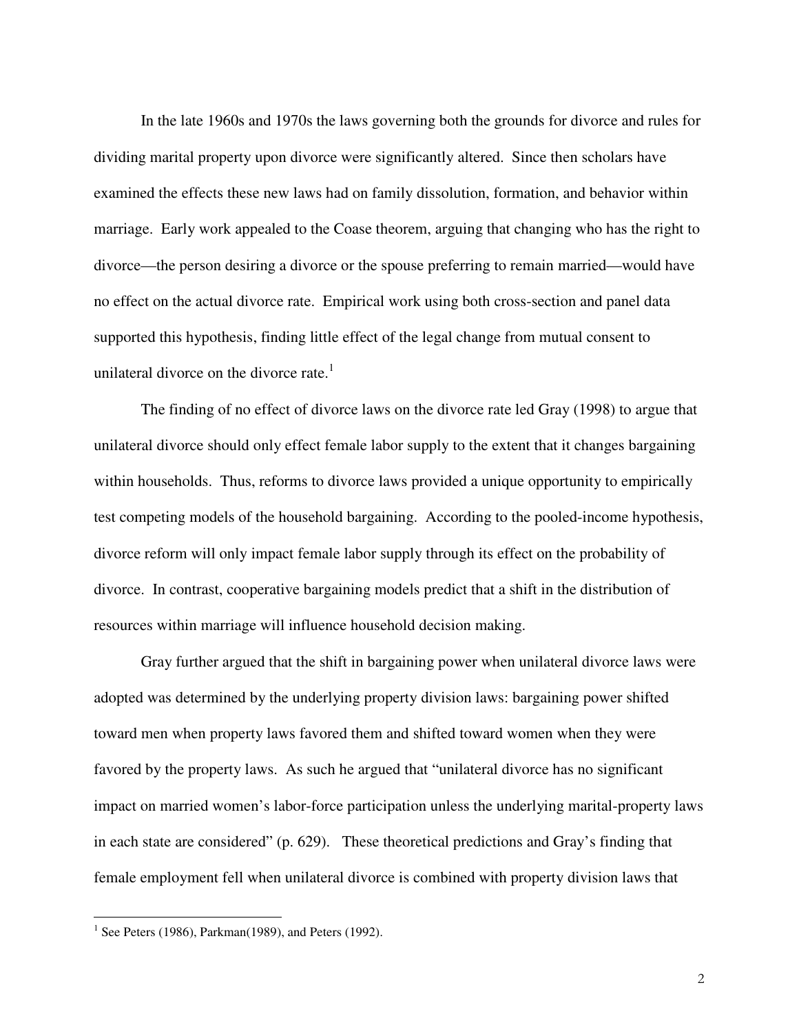In the late 1960s and 1970s the laws governing both the grounds for divorce and rules for dividing marital property upon divorce were significantly altered. Since then scholars have examined the effects these new laws had on family dissolution, formation, and behavior within marriage. Early work appealed to the Coase theorem, arguing that changing who has the right to divorce—the person desiring a divorce or the spouse preferring to remain married—would have no effect on the actual divorce rate. Empirical work using both cross-section and panel data supported this hypothesis, finding little effect of the legal change from mutual consent to unilateral divorce on the divorce rate.[1]

The finding of no effect of divorce laws on the divorce rate led Gray (1998) to argue that unilateral divorce should only effect female labor supply to the extent that it changes bargaining within households. Thus, reforms to divorce laws provided a unique opportunity to empirically test competing models of the household bargaining. According to the pooled-income hypothesis, divorce reform will only impact female labor supply through its effect on the probability of divorce. In contrast, cooperative bargaining models predict that a shift in the distribution of resources within marriage will influence household decision making.

Gray further argued that the shift in bargaining power when unilateral divorce laws were adopted was determined by the underlying property division laws: bargaining power shifted toward men when property laws favored them and shifted toward women when they were favored by the property laws. As such he argued that "unilateral divorce has no significant impact on married women's labor-force participation unless the underlying marital-property laws in each state are considered" (p. 629). These theoretical predictions and Gray's finding that female employment fell when unilateral divorce is combined with property division laws that

[1] See Peters (1986), Parkman(1989), and Peters (1992).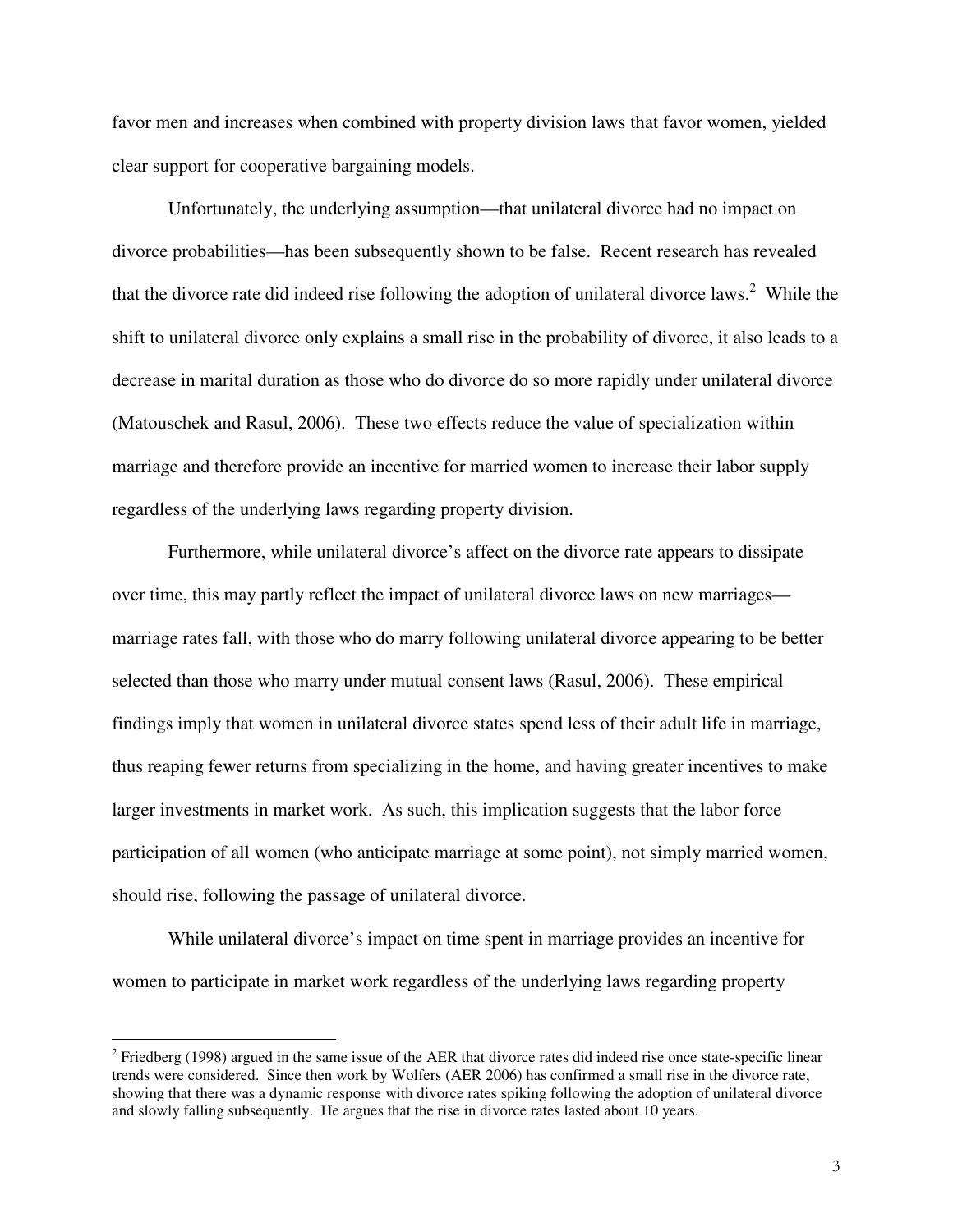favor men and increases when combined with property division laws that favor women, yielded clear support for cooperative bargaining models.

Unfortunately, the underlying assumption—that unilateral divorce had no impact on divorce probabilities—has been subsequently shown to be false. Recent research has revealed that the divorce rate did indeed rise following the adoption of unilateral divorce laws.[2] While the shift to unilateral divorce only explains a small rise in the probability of divorce, it also leads to a decrease in marital duration as those who do divorce do so more rapidly under unilateral divorce (Matouschek and Rasul, 2006). These two effects reduce the value of specialization within marriage and therefore provide an incentive for married women to increase their labor supply regardless of the underlying laws regarding property division.

Furthermore, while unilateral divorce's affect on the divorce rate appears to dissipate over time, this may partly reflect the impact of unilateral divorce laws on new marriages—marriage rates fall, with those who do marry following unilateral divorce appearing to be better selected than those who marry under mutual consent laws (Rasul, 2006). These empirical findings imply that women in unilateral divorce states spend less of their adult life in marriage, thus reaping fewer returns from specializing in the home, and having greater incentives to make larger investments in market work. As such, this implication suggests that the labor force participation of all women (who anticipate marriage at some point), not simply married women, should rise, following the passage of unilateral divorce.

While unilateral divorce's impact on time spent in marriage provides an incentive for women to participate in market work regardless of the underlying laws regarding property

---

[2] Friedberg (1998) argued in the same issue of the AER that divorce rates did indeed rise once state-specific linear trends were considered. Since then work by Wolfers (AER 2006) has confirmed a small rise in the divorce rate, showing that there was a dynamic response with divorce rates spiking following the adoption of unilateral divorce and slowly falling subsequently. He argues that the rise in divorce rates lasted about 10 years.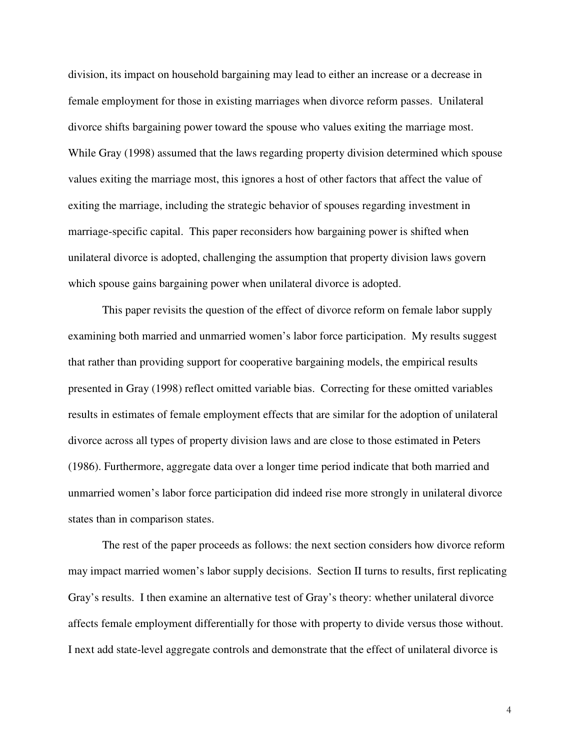division, its impact on household bargaining may lead to either an increase or a decrease in female employment for those in existing marriages when divorce reform passes. Unilateral divorce shifts bargaining power toward the spouse who values exiting the marriage most. While Gray (1998) assumed that the laws regarding property division determined which spouse values exiting the marriage most, this ignores a host of other factors that affect the value of exiting the marriage, including the strategic behavior of spouses regarding investment in marriage-specific capital. This paper reconsiders how bargaining power is shifted when unilateral divorce is adopted, challenging the assumption that property division laws govern which spouse gains bargaining power when unilateral divorce is adopted.

This paper revisits the question of the effect of divorce reform on female labor supply examining both married and unmarried women's labor force participation. My results suggest that rather than providing support for cooperative bargaining models, the empirical results presented in Gray (1998) reflect omitted variable bias. Correcting for these omitted variables results in estimates of female employment effects that are similar for the adoption of unilateral divorce across all types of property division laws and are close to those estimated in Peters (1986). Furthermore, aggregate data over a longer time period indicate that both married and unmarried women's labor force participation did indeed rise more strongly in unilateral divorce states than in comparison states.

The rest of the paper proceeds as follows: the next section considers how divorce reform may impact married women's labor supply decisions. Section II turns to results, first replicating Gray's results. I then examine an alternative test of Gray's theory: whether unilateral divorce affects female employment differentially for those with property to divide versus those without. I next add state-level aggregate controls and demonstrate that the effect of unilateral divorce is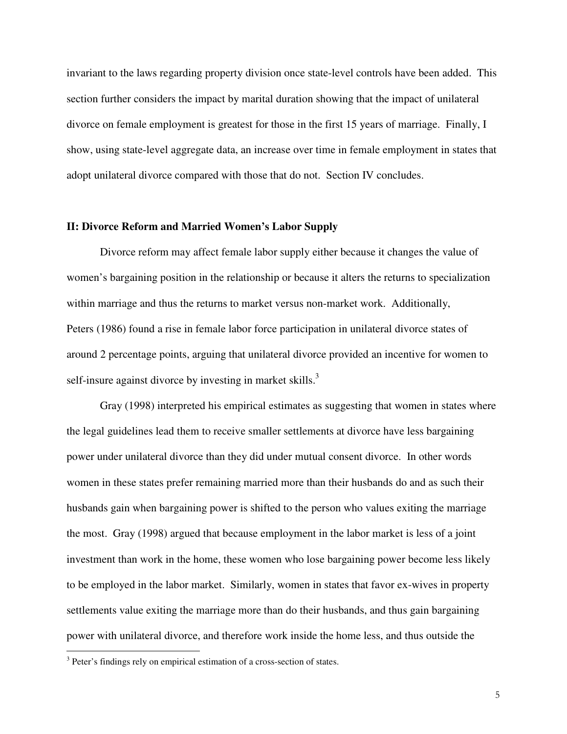invariant to the laws regarding property division once state-level controls have been added. This section further considers the impact by marital duration showing that the impact of unilateral divorce on female employment is greatest for those in the first 15 years of marriage. Finally, I show, using state-level aggregate data, an increase over time in female employment in states that adopt unilateral divorce compared with those that do not. Section IV concludes.

## II: Divorce Reform and Married Women's Labor Supply

Divorce reform may affect female labor supply either because it changes the value of women's bargaining position in the relationship or because it alters the returns to specialization within marriage and thus the returns to market versus non-market work. Additionally, Peters (1986) found a rise in female labor force participation in unilateral divorce states of around 2 percentage points, arguing that unilateral divorce provided an incentive for women to self-insure against divorce by investing in market skills.[3]

Gray (1998) interpreted his empirical estimates as suggesting that women in states where the legal guidelines lead them to receive smaller settlements at divorce have less bargaining power under unilateral divorce than they did under mutual consent divorce. In other words women in these states prefer remaining married more than their husbands do and as such their husbands gain when bargaining power is shifted to the person who values exiting the marriage the most. Gray (1998) argued that because employment in the labor market is less of a joint investment than work in the home, these women who lose bargaining power become less likely to be employed in the labor market. Similarly, women in states that favor ex-wives in property settlements value exiting the marriage more than do their husbands, and thus gain bargaining power with unilateral divorce, and therefore work inside the home less, and thus outside the

[3] Peter's findings rely on empirical estimation of a cross-section of states.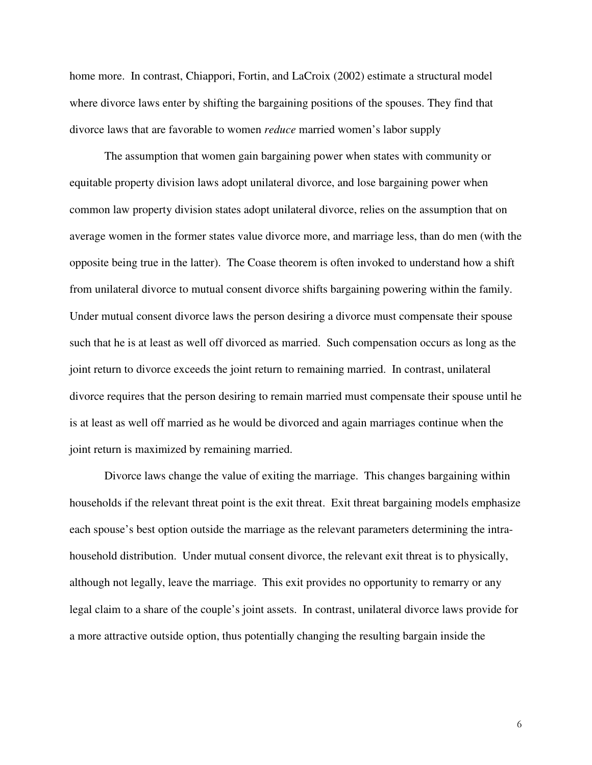home more. In contrast, Chiappori, Fortin, and LaCroix (2002) estimate a structural model where divorce laws enter by shifting the bargaining positions of the spouses. They find that divorce laws that are favorable to women *reduce* married women's labor supply

The assumption that women gain bargaining power when states with community or equitable property division laws adopt unilateral divorce, and lose bargaining power when common law property division states adopt unilateral divorce, relies on the assumption that on average women in the former states value divorce more, and marriage less, than do men (with the opposite being true in the latter). The Coase theorem is often invoked to understand how a shift from unilateral divorce to mutual consent divorce shifts bargaining powering within the family. Under mutual consent divorce laws the person desiring a divorce must compensate their spouse such that he is at least as well off divorced as married. Such compensation occurs as long as the joint return to divorce exceeds the joint return to remaining married. In contrast, unilateral divorce requires that the person desiring to remain married must compensate their spouse until he is at least as well off married as he would be divorced and again marriages continue when the joint return is maximized by remaining married.

Divorce laws change the value of exiting the marriage. This changes bargaining within households if the relevant threat point is the exit threat. Exit threat bargaining models emphasize each spouse's best option outside the marriage as the relevant parameters determining the intra-household distribution. Under mutual consent divorce, the relevant exit threat is to physically, although not legally, leave the marriage. This exit provides no opportunity to remarry or any legal claim to a share of the couple's joint assets. In contrast, unilateral divorce laws provide for a more attractive outside option, thus potentially changing the resulting bargain inside the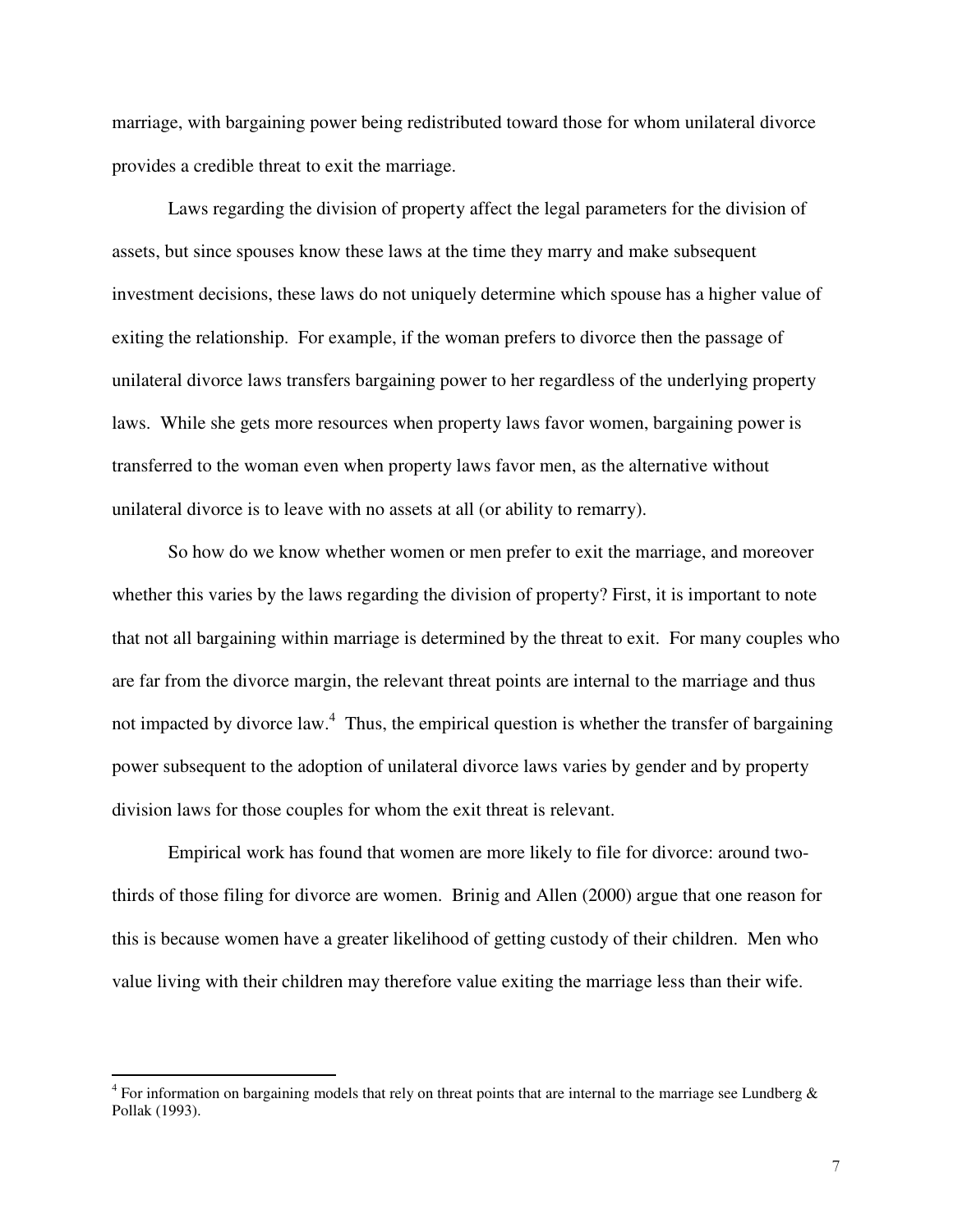marriage, with bargaining power being redistributed toward those for whom unilateral divorce provides a credible threat to exit the marriage.

Laws regarding the division of property affect the legal parameters for the division of assets, but since spouses know these laws at the time they marry and make subsequent investment decisions, these laws do not uniquely determine which spouse has a higher value of exiting the relationship. For example, if the woman prefers to divorce then the passage of unilateral divorce laws transfers bargaining power to her regardless of the underlying property laws. While she gets more resources when property laws favor women, bargaining power is transferred to the woman even when property laws favor men, as the alternative without unilateral divorce is to leave with no assets at all (or ability to remarry).

So how do we know whether women or men prefer to exit the marriage, and moreover whether this varies by the laws regarding the division of property? First, it is important to note that not all bargaining within marriage is determined by the threat to exit. For many couples who are far from the divorce margin, the relevant threat points are internal to the marriage and thus not impacted by divorce law.[4] Thus, the empirical question is whether the transfer of bargaining power subsequent to the adoption of unilateral divorce laws varies by gender and by property division laws for those couples for whom the exit threat is relevant.

Empirical work has found that women are more likely to file for divorce: around two-thirds of those filing for divorce are women. Brinig and Allen (2000) argue that one reason for this is because women have a greater likelihood of getting custody of their children. Men who value living with their children may therefore value exiting the marriage less than their wife.

[4] For information on bargaining models that rely on threat points that are internal to the marriage see Lundberg & Pollak (1993).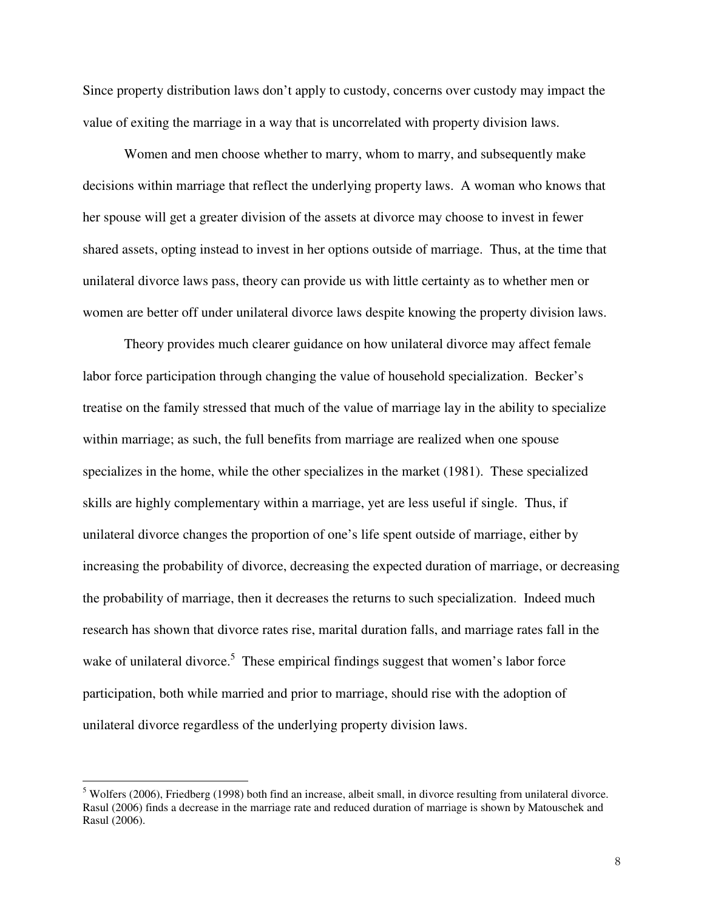Since property distribution laws don't apply to custody, concerns over custody may impact the value of exiting the marriage in a way that is uncorrelated with property division laws.

Women and men choose whether to marry, whom to marry, and subsequently make decisions within marriage that reflect the underlying property laws. A woman who knows that her spouse will get a greater division of the assets at divorce may choose to invest in fewer shared assets, opting instead to invest in her options outside of marriage. Thus, at the time that unilateral divorce laws pass, theory can provide us with little certainty as to whether men or women are better off under unilateral divorce laws despite knowing the property division laws.

Theory provides much clearer guidance on how unilateral divorce may affect female labor force participation through changing the value of household specialization. Becker's treatise on the family stressed that much of the value of marriage lay in the ability to specialize within marriage; as such, the full benefits from marriage are realized when one spouse specializes in the home, while the other specializes in the market (1981). These specialized skills are highly complementary within a marriage, yet are less useful if single. Thus, if unilateral divorce changes the proportion of one's life spent outside of marriage, either by increasing the probability of divorce, decreasing the expected duration of marriage, or decreasing the probability of marriage, then it decreases the returns to such specialization. Indeed much research has shown that divorce rates rise, marital duration falls, and marriage rates fall in the wake of unilateral divorce.[5] These empirical findings suggest that women's labor force participation, both while married and prior to marriage, should rise with the adoption of unilateral divorce regardless of the underlying property division laws.

---

[5] Wolfers (2006), Friedberg (1998) both find an increase, albeit small, in divorce resulting from unilateral divorce. Rasul (2006) finds a decrease in the marriage rate and reduced duration of marriage is shown by Matouschek and Rasul (2006).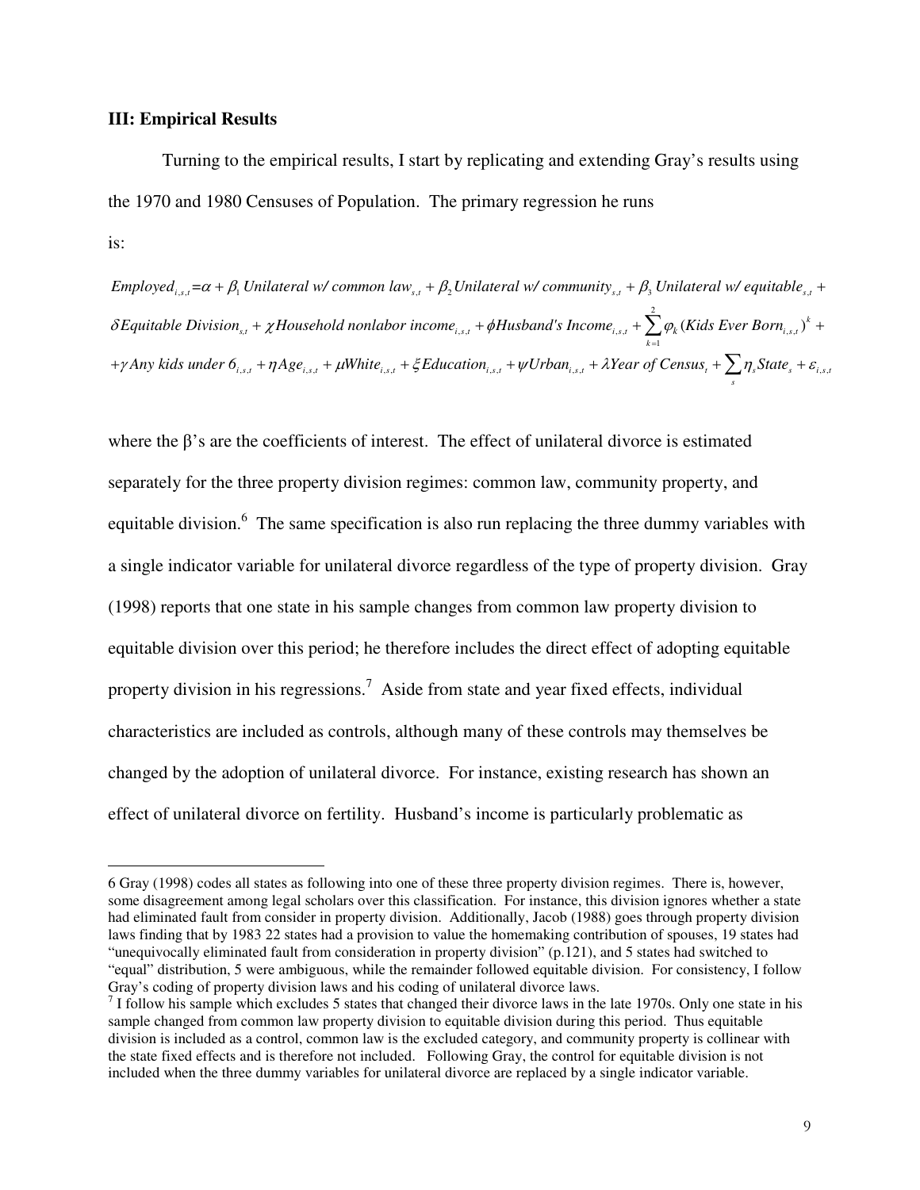### III: Empirical Results

Turning to the empirical results, I start by replicating and extending Gray's results using the 1970 and 1980 Censuses of Population. The primary regression he runs is:

$$Employed_{i,s,t} = \alpha + \beta_1\, Unilateral\ w/\ common\ law_{s,t} + \beta_2\, Unilateral\ w/\ community_{s,t} + \beta_3\, Unilateral\ w/\ equitable_{s,t} + \delta\, Equitable\ Division_{s,t} + \chi\, Household\ nonlabor\ income_{i,s,t} + \phi\, Husband's\ Income_{i,s,t} + \sum_{k=1}^{2} \varphi_k (Kids\ Ever\ Born_{i,s,t})^k + \gamma\, Any\ kids\ under\ 6_{i,s,t} + \eta\, Age_{i,s,t} + \mu\, White_{i,s,t} + \xi\, Education_{i,s,t} + \psi\, Urban_{i,s,t} + \lambda\, Year\ of\ Census_t + \sum_s \eta_s State_s + \varepsilon_{i,s,t}$$

where the β's are the coefficients of interest. The effect of unilateral divorce is estimated separately for the three property division regimes: common law, community property, and equitable division.[6] The same specification is also run replacing the three dummy variables with a single indicator variable for unilateral divorce regardless of the type of property division. Gray (1998) reports that one state in his sample changes from common law property division to equitable division over this period; he therefore includes the direct effect of adopting equitable property division in his regressions.[7] Aside from state and year fixed effects, individual characteristics are included as controls, although many of these controls may themselves be changed by the adoption of unilateral divorce. For instance, existing research has shown an effect of unilateral divorce on fertility. Husband's income is particularly problematic as

---

[6] Gray (1998) codes all states as following into one of these three property division regimes. There is, however, some disagreement among legal scholars over this classification. For instance, this division ignores whether a state had eliminated fault from consider in property division. Additionally, Jacob (1988) goes through property division laws finding that by 1983 22 states had a provision to value the homemaking contribution of spouses, 19 states had "unequivocally eliminated fault from consideration in property division" (p.121), and 5 states had switched to "equal" distribution, 5 were ambiguous, while the remainder followed equitable division. For consistency, I follow Gray's coding of property division laws and his coding of unilateral divorce laws.

[7] I follow his sample which excludes 5 states that changed their divorce laws in the late 1970s. Only one state in his sample changed from common law property division to equitable division during this period. Thus equitable division is included as a control, common law is the excluded category, and community property is collinear with the state fixed effects and is therefore not included. Following Gray, the control for equitable division is not included when the three dummy variables for unilateral divorce are replaced by a single indicator variable.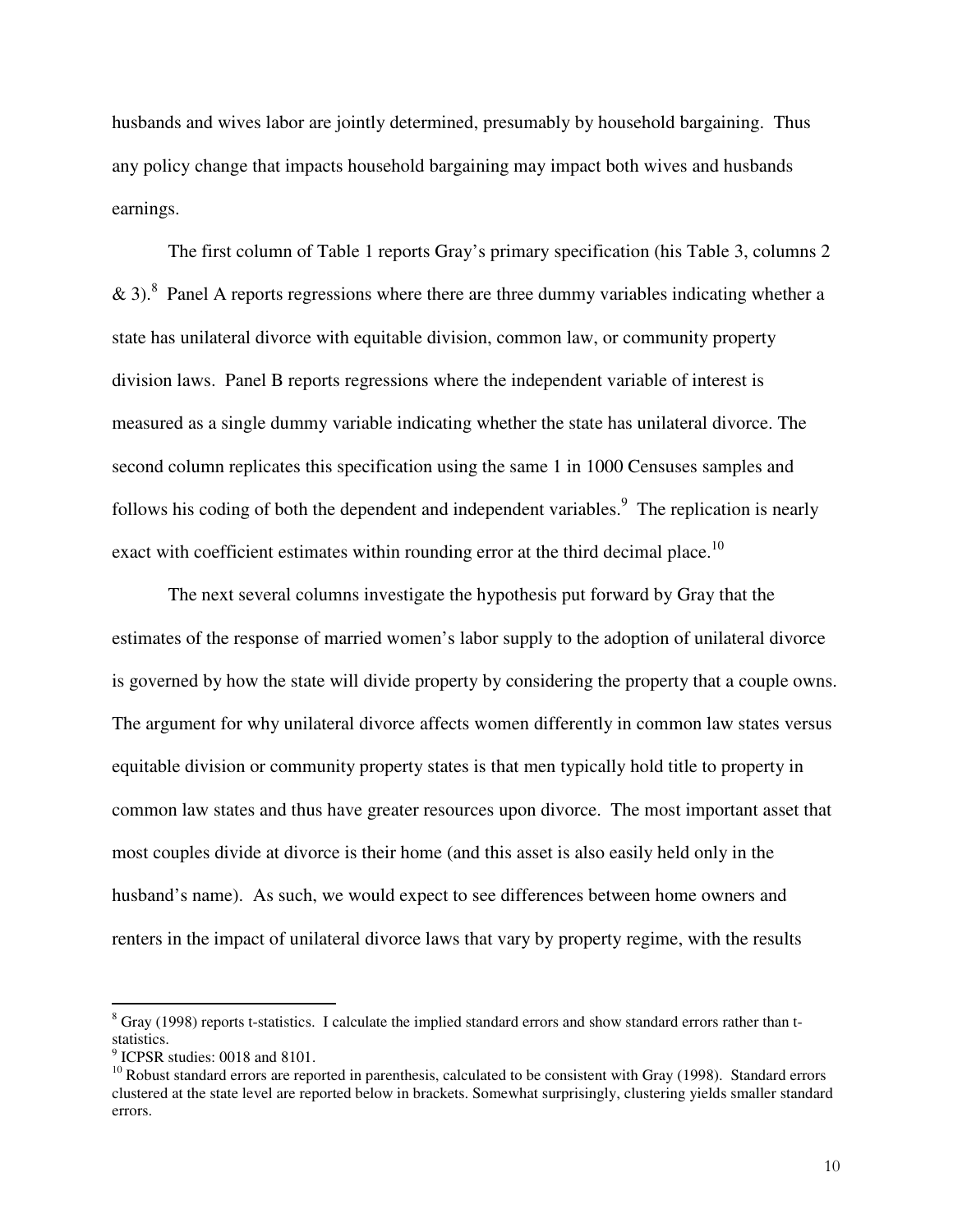husbands and wives labor are jointly determined, presumably by household bargaining. Thus any policy change that impacts household bargaining may impact both wives and husbands earnings.

The first column of Table 1 reports Gray's primary specification (his Table 3, columns 2 & 3).[8] Panel A reports regressions where there are three dummy variables indicating whether a state has unilateral divorce with equitable division, common law, or community property division laws. Panel B reports regressions where the independent variable of interest is measured as a single dummy variable indicating whether the state has unilateral divorce. The second column replicates this specification using the same 1 in 1000 Censuses samples and follows his coding of both the dependent and independent variables.[9] The replication is nearly exact with coefficient estimates within rounding error at the third decimal place.[10]

The next several columns investigate the hypothesis put forward by Gray that the estimates of the response of married women's labor supply to the adoption of unilateral divorce is governed by how the state will divide property by considering the property that a couple owns. The argument for why unilateral divorce affects women differently in common law states versus equitable division or community property states is that men typically hold title to property in common law states and thus have greater resources upon divorce. The most important asset that most couples divide at divorce is their home (and this asset is also easily held only in the husband's name). As such, we would expect to see differences between home owners and renters in the impact of unilateral divorce laws that vary by property regime, with the results

[8] Gray (1998) reports t-statistics. I calculate the implied standard errors and show standard errors rather than t-statistics.

[9] ICPSR studies: 0018 and 8101.

[10] Robust standard errors are reported in parenthesis, calculated to be consistent with Gray (1998). Standard errors clustered at the state level are reported below in brackets. Somewhat surprisingly, clustering yields smaller standard errors.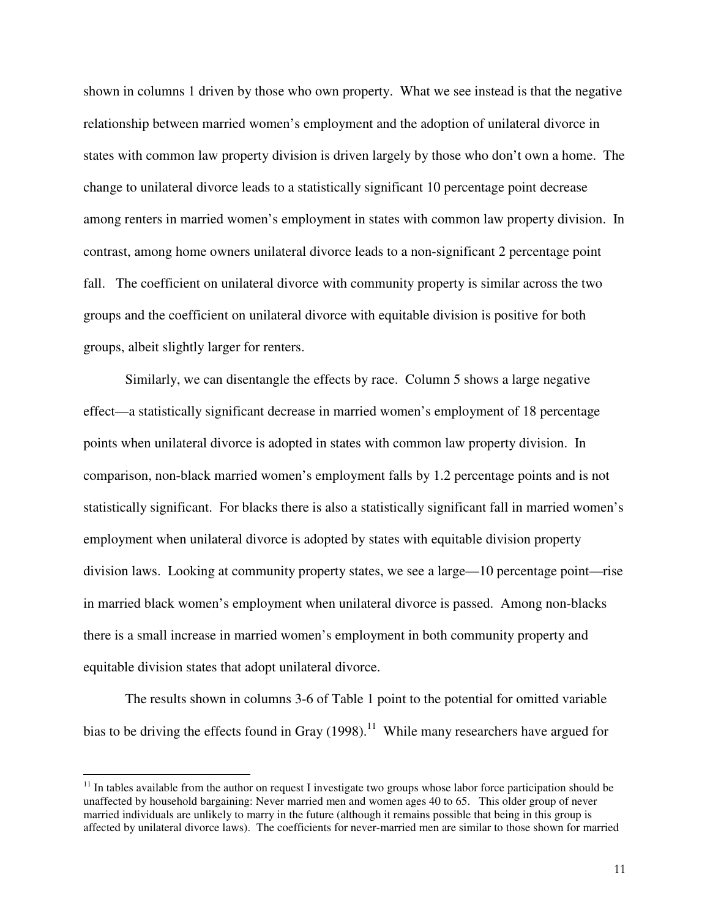shown in columns 1 driven by those who own property. What we see instead is that the negative relationship between married women's employment and the adoption of unilateral divorce in states with common law property division is driven largely by those who don't own a home. The change to unilateral divorce leads to a statistically significant 10 percentage point decrease among renters in married women's employment in states with common law property division. In contrast, among home owners unilateral divorce leads to a non-significant 2 percentage point fall. The coefficient on unilateral divorce with community property is similar across the two groups and the coefficient on unilateral divorce with equitable division is positive for both groups, albeit slightly larger for renters.

Similarly, we can disentangle the effects by race. Column 5 shows a large negative effect—a statistically significant decrease in married women's employment of 18 percentage points when unilateral divorce is adopted in states with common law property division. In comparison, non-black married women's employment falls by 1.2 percentage points and is not statistically significant. For blacks there is also a statistically significant fall in married women's employment when unilateral divorce is adopted by states with equitable division property division laws. Looking at community property states, we see a large—10 percentage point—rise in married black women's employment when unilateral divorce is passed. Among non-blacks there is a small increase in married women's employment in both community property and equitable division states that adopt unilateral divorce.

The results shown in columns 3-6 of Table 1 point to the potential for omitted variable bias to be driving the effects found in Gray (1998).[11] While many researchers have argued for

[11] In tables available from the author on request I investigate two groups whose labor force participation should be unaffected by household bargaining: Never married men and women ages 40 to 65. This older group of never married individuals are unlikely to marry in the future (although it remains possible that being in this group is affected by unilateral divorce laws). The coefficients for never-married men are similar to those shown for married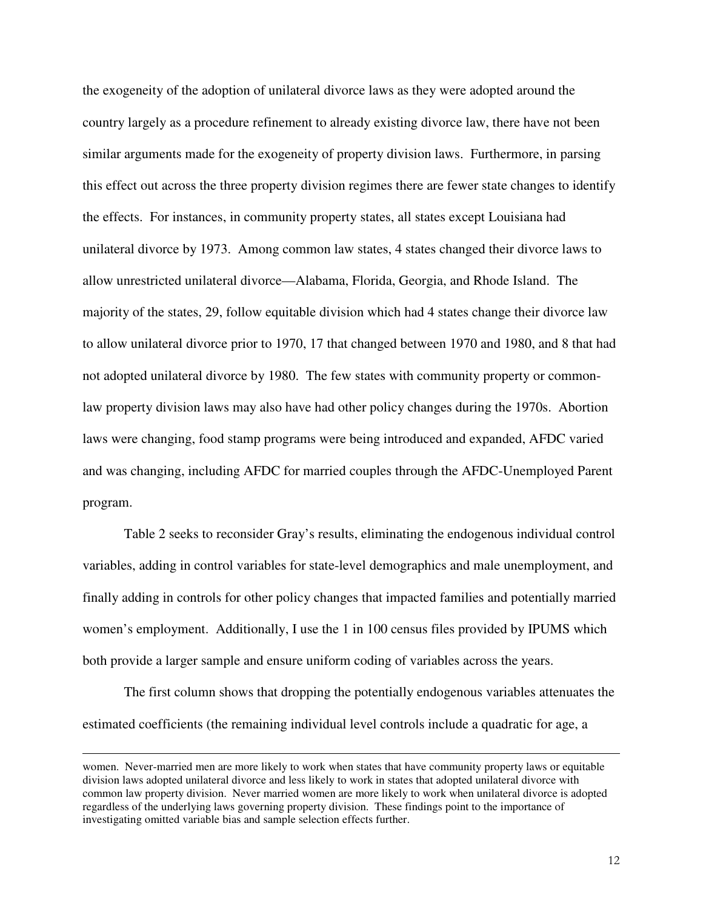the exogeneity of the adoption of unilateral divorce laws as they were adopted around the country largely as a procedure refinement to already existing divorce law, there have not been similar arguments made for the exogeneity of property division laws. Furthermore, in parsing this effect out across the three property division regimes there are fewer state changes to identify the effects. For instances, in community property states, all states except Louisiana had unilateral divorce by 1973. Among common law states, 4 states changed their divorce laws to allow unrestricted unilateral divorce—Alabama, Florida, Georgia, and Rhode Island. The majority of the states, 29, follow equitable division which had 4 states change their divorce law to allow unilateral divorce prior to 1970, 17 that changed between 1970 and 1980, and 8 that had not adopted unilateral divorce by 1980. The few states with community property or common-law property division laws may also have had other policy changes during the 1970s. Abortion laws were changing, food stamp programs were being introduced and expanded, AFDC varied and was changing, including AFDC for married couples through the AFDC-Unemployed Parent program.

Table 2 seeks to reconsider Gray's results, eliminating the endogenous individual control variables, adding in control variables for state-level demographics and male unemployment, and finally adding in controls for other policy changes that impacted families and potentially married women's employment. Additionally, I use the 1 in 100 census files provided by IPUMS which both provide a larger sample and ensure uniform coding of variables across the years.

The first column shows that dropping the potentially endogenous variables attenuates the estimated coefficients (the remaining individual level controls include a quadratic for age, a

---

women. Never-married men are more likely to work when states that have community property laws or equitable division laws adopted unilateral divorce and less likely to work in states that adopted unilateral divorce with common law property division. Never married women are more likely to work when unilateral divorce is adopted regardless of the underlying laws governing property division. These findings point to the importance of investigating omitted variable bias and sample selection effects further.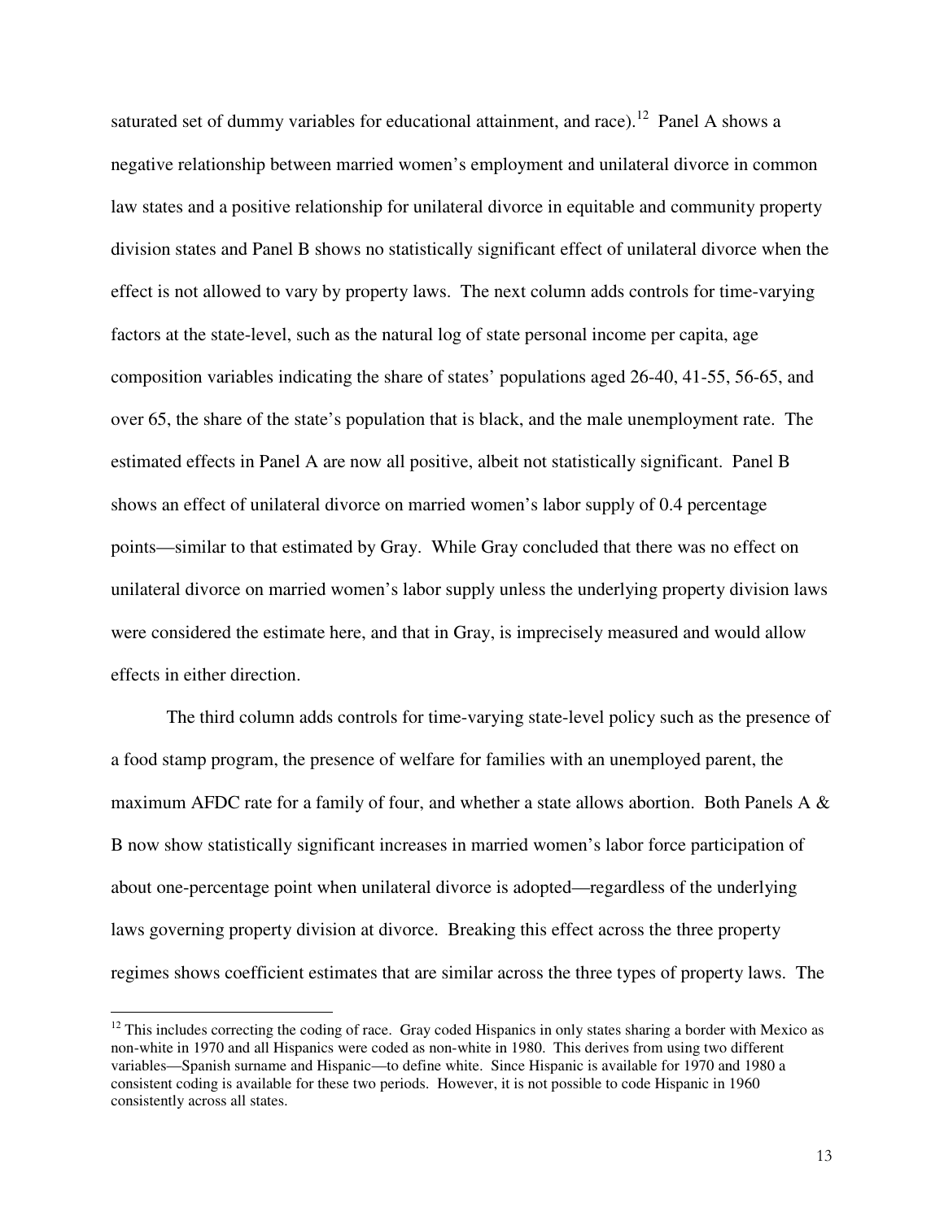saturated set of dummy variables for educational attainment, and race).[12] Panel A shows a negative relationship between married women's employment and unilateral divorce in common law states and a positive relationship for unilateral divorce in equitable and community property division states and Panel B shows no statistically significant effect of unilateral divorce when the effect is not allowed to vary by property laws. The next column adds controls for time-varying factors at the state-level, such as the natural log of state personal income per capita, age composition variables indicating the share of states' populations aged 26-40, 41-55, 56-65, and over 65, the share of the state's population that is black, and the male unemployment rate. The estimated effects in Panel A are now all positive, albeit not statistically significant. Panel B shows an effect of unilateral divorce on married women's labor supply of 0.4 percentage points—similar to that estimated by Gray. While Gray concluded that there was no effect on unilateral divorce on married women's labor supply unless the underlying property division laws were considered the estimate here, and that in Gray, is imprecisely measured and would allow effects in either direction.

The third column adds controls for time-varying state-level policy such as the presence of a food stamp program, the presence of welfare for families with an unemployed parent, the maximum AFDC rate for a family of four, and whether a state allows abortion. Both Panels A & B now show statistically significant increases in married women's labor force participation of about one-percentage point when unilateral divorce is adopted—regardless of the underlying laws governing property division at divorce. Breaking this effect across the three property regimes shows coefficient estimates that are similar across the three types of property laws. The

[12] This includes correcting the coding of race. Gray coded Hispanics in only states sharing a border with Mexico as non-white in 1970 and all Hispanics were coded as non-white in 1980. This derives from using two different variables—Spanish surname and Hispanic—to define white. Since Hispanic is available for 1970 and 1980 a consistent coding is available for these two periods. However, it is not possible to code Hispanic in 1960 consistently across all states.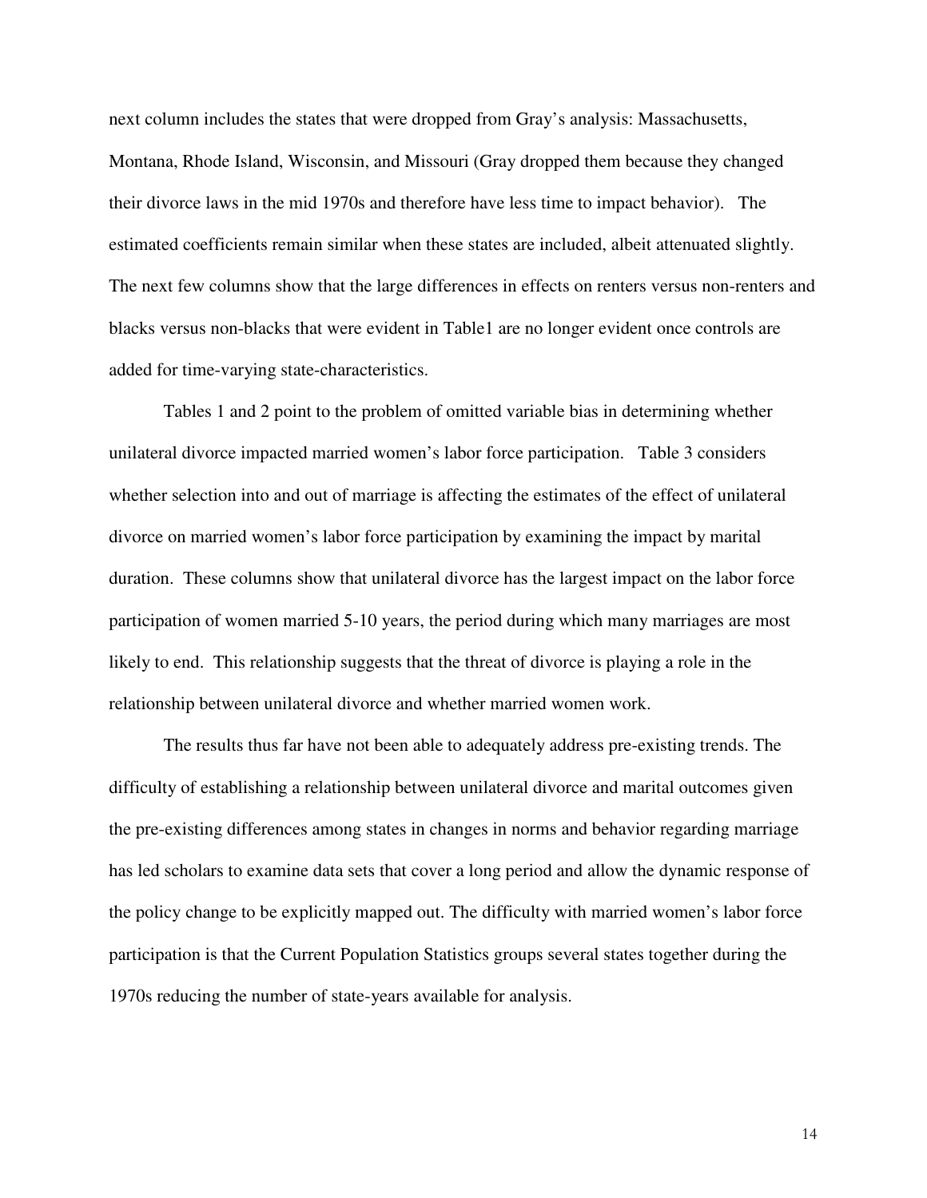next column includes the states that were dropped from Gray's analysis: Massachusetts, Montana, Rhode Island, Wisconsin, and Missouri (Gray dropped them because they changed their divorce laws in the mid 1970s and therefore have less time to impact behavior). The estimated coefficients remain similar when these states are included, albeit attenuated slightly. The next few columns show that the large differences in effects on renters versus non-renters and blacks versus non-blacks that were evident in Table1 are no longer evident once controls are added for time-varying state-characteristics.

Tables 1 and 2 point to the problem of omitted variable bias in determining whether unilateral divorce impacted married women's labor force participation. Table 3 considers whether selection into and out of marriage is affecting the estimates of the effect of unilateral divorce on married women's labor force participation by examining the impact by marital duration. These columns show that unilateral divorce has the largest impact on the labor force participation of women married 5-10 years, the period during which many marriages are most likely to end. This relationship suggests that the threat of divorce is playing a role in the relationship between unilateral divorce and whether married women work.

The results thus far have not been able to adequately address pre-existing trends. The difficulty of establishing a relationship between unilateral divorce and marital outcomes given the pre-existing differences among states in changes in norms and behavior regarding marriage has led scholars to examine data sets that cover a long period and allow the dynamic response of the policy change to be explicitly mapped out. The difficulty with married women's labor force participation is that the Current Population Statistics groups several states together during the 1970s reducing the number of state-years available for analysis.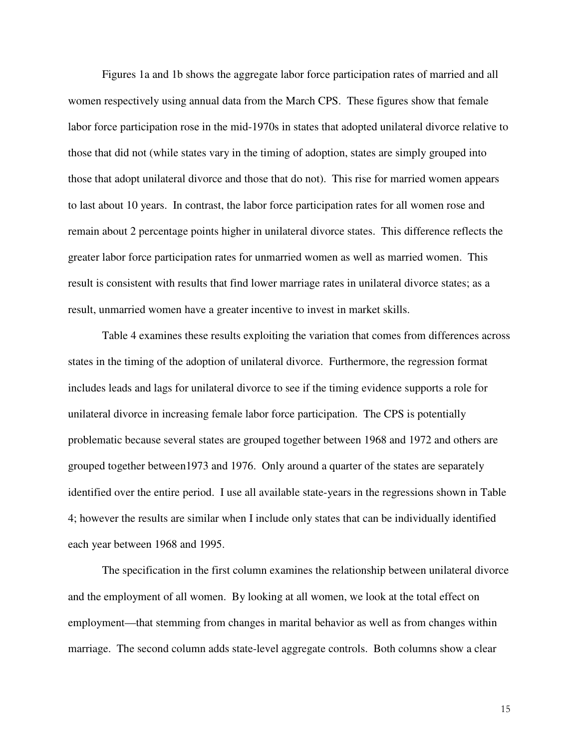Figures 1a and 1b shows the aggregate labor force participation rates of married and all women respectively using annual data from the March CPS. These figures show that female labor force participation rose in the mid-1970s in states that adopted unilateral divorce relative to those that did not (while states vary in the timing of adoption, states are simply grouped into those that adopt unilateral divorce and those that do not). This rise for married women appears to last about 10 years. In contrast, the labor force participation rates for all women rose and remain about 2 percentage points higher in unilateral divorce states. This difference reflects the greater labor force participation rates for unmarried women as well as married women. This result is consistent with results that find lower marriage rates in unilateral divorce states; as a result, unmarried women have a greater incentive to invest in market skills.

Table 4 examines these results exploiting the variation that comes from differences across states in the timing of the adoption of unilateral divorce. Furthermore, the regression format includes leads and lags for unilateral divorce to see if the timing evidence supports a role for unilateral divorce in increasing female labor force participation. The CPS is potentially problematic because several states are grouped together between 1968 and 1972 and others are grouped together between1973 and 1976. Only around a quarter of the states are separately identified over the entire period. I use all available state-years in the regressions shown in Table 4; however the results are similar when I include only states that can be individually identified each year between 1968 and 1995.

The specification in the first column examines the relationship between unilateral divorce and the employment of all women. By looking at all women, we look at the total effect on employment—that stemming from changes in marital behavior as well as from changes within marriage. The second column adds state-level aggregate controls. Both columns show a clear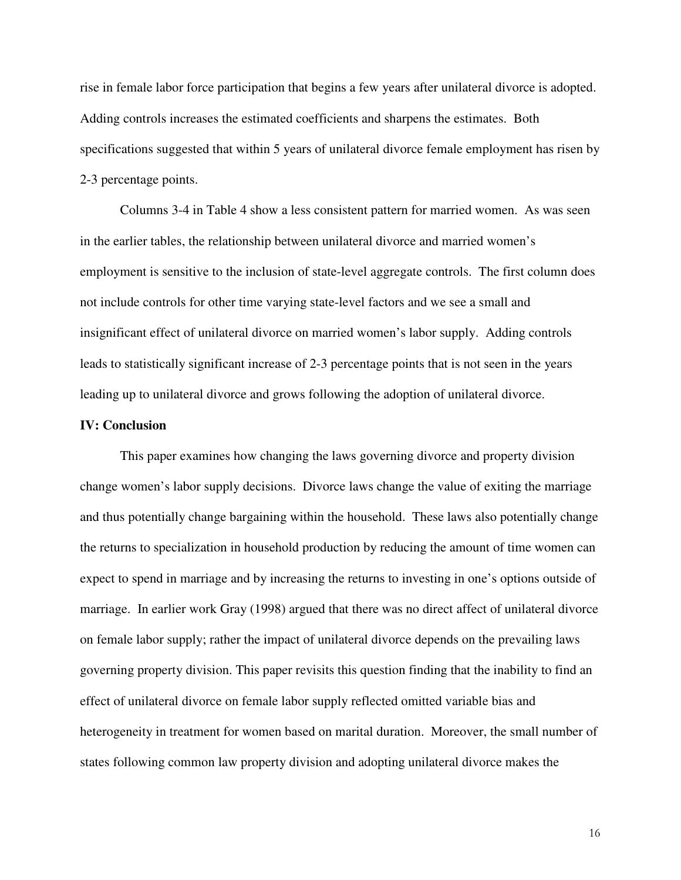rise in female labor force participation that begins a few years after unilateral divorce is adopted. Adding controls increases the estimated coefficients and sharpens the estimates. Both specifications suggested that within 5 years of unilateral divorce female employment has risen by 2-3 percentage points.

Columns 3-4 in Table 4 show a less consistent pattern for married women. As was seen in the earlier tables, the relationship between unilateral divorce and married women's employment is sensitive to the inclusion of state-level aggregate controls. The first column does not include controls for other time varying state-level factors and we see a small and insignificant effect of unilateral divorce on married women's labor supply. Adding controls leads to statistically significant increase of 2-3 percentage points that is not seen in the years leading up to unilateral divorce and grows following the adoption of unilateral divorce.

## IV: Conclusion

This paper examines how changing the laws governing divorce and property division change women's labor supply decisions. Divorce laws change the value of exiting the marriage and thus potentially change bargaining within the household. These laws also potentially change the returns to specialization in household production by reducing the amount of time women can expect to spend in marriage and by increasing the returns to investing in one's options outside of marriage. In earlier work Gray (1998) argued that there was no direct affect of unilateral divorce on female labor supply; rather the impact of unilateral divorce depends on the prevailing laws governing property division. This paper revisits this question finding that the inability to find an effect of unilateral divorce on female labor supply reflected omitted variable bias and heterogeneity in treatment for women based on marital duration. Moreover, the small number of states following common law property division and adopting unilateral divorce makes the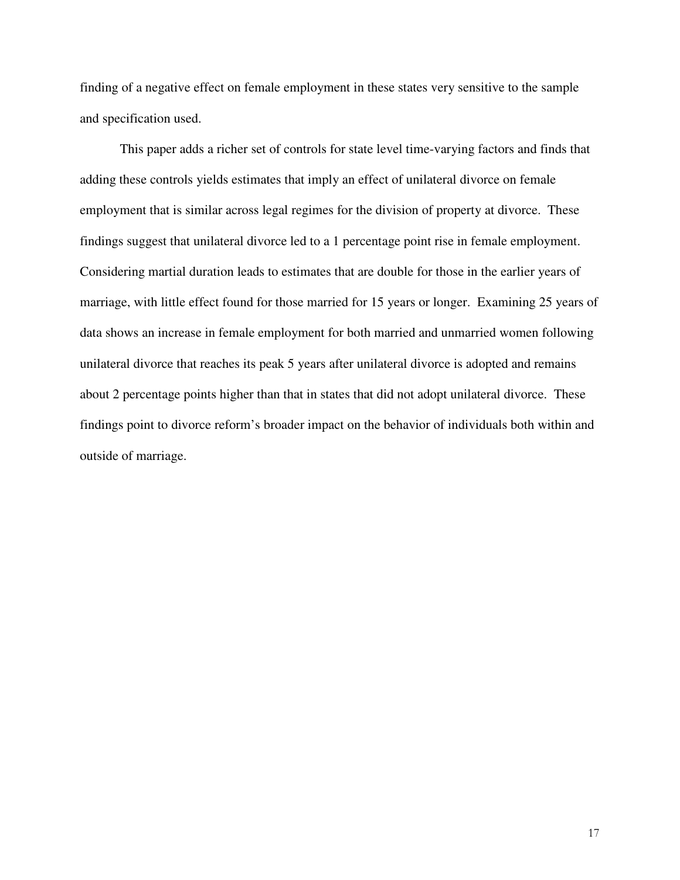finding of a negative effect on female employment in these states very sensitive to the sample and specification used.

This paper adds a richer set of controls for state level time-varying factors and finds that adding these controls yields estimates that imply an effect of unilateral divorce on female employment that is similar across legal regimes for the division of property at divorce. These findings suggest that unilateral divorce led to a 1 percentage point rise in female employment. Considering martial duration leads to estimates that are double for those in the earlier years of marriage, with little effect found for those married for 15 years or longer. Examining 25 years of data shows an increase in female employment for both married and unmarried women following unilateral divorce that reaches its peak 5 years after unilateral divorce is adopted and remains about 2 percentage points higher than that in states that did not adopt unilateral divorce. These findings point to divorce reform's broader impact on the behavior of individuals both within and outside of marriage.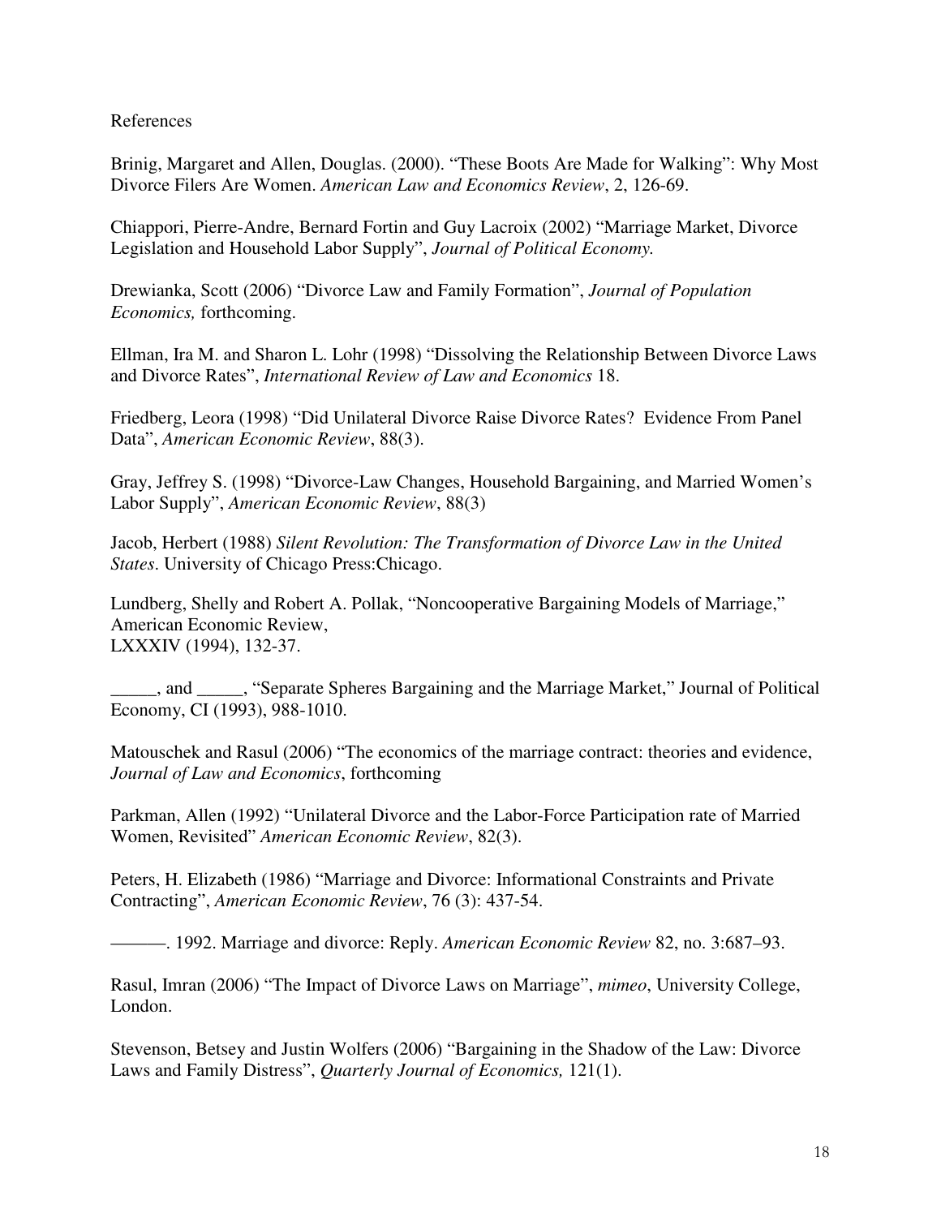References

Brinig, Margaret and Allen, Douglas. (2000). "These Boots Are Made for Walking": Why Most Divorce Filers Are Women. *American Law and Economics Review*, 2, 126-69.

Chiappori, Pierre-Andre, Bernard Fortin and Guy Lacroix (2002) "Marriage Market, Divorce Legislation and Household Labor Supply", *Journal of Political Economy.*

Drewianka, Scott (2006) "Divorce Law and Family Formation", *Journal of Population Economics,* forthcoming.

Ellman, Ira M. and Sharon L. Lohr (1998) "Dissolving the Relationship Between Divorce Laws and Divorce Rates", *International Review of Law and Economics* 18.

Friedberg, Leora (1998) "Did Unilateral Divorce Raise Divorce Rates? Evidence From Panel Data", *American Economic Review*, 88(3).

Gray, Jeffrey S. (1998) "Divorce-Law Changes, Household Bargaining, and Married Women's Labor Supply", *American Economic Review*, 88(3)

Jacob, Herbert (1988) *Silent Revolution: The Transformation of Divorce Law in the United States*. University of Chicago Press:Chicago.

Lundberg, Shelly and Robert A. Pollak, "Noncooperative Bargaining Models of Marriage," American Economic Review, LXXXIV (1994), 132-37.

_____, and _____, "Separate Spheres Bargaining and the Marriage Market," Journal of Political Economy, CI (1993), 988-1010.

Matouschek and Rasul (2006) "The economics of the marriage contract: theories and evidence, *Journal of Law and Economics*, forthcoming

Parkman, Allen (1992) "Unilateral Divorce and the Labor-Force Participation rate of Married Women, Revisited" *American Economic Review*, 82(3).

Peters, H. Elizabeth (1986) "Marriage and Divorce: Informational Constraints and Private Contracting", *American Economic Review*, 76 (3): 437-54.

———. 1992. Marriage and divorce: Reply. *American Economic Review* 82, no. 3:687–93.

Rasul, Imran (2006) "The Impact of Divorce Laws on Marriage", *mimeo*, University College, London.

Stevenson, Betsey and Justin Wolfers (2006) "Bargaining in the Shadow of the Law: Divorce Laws and Family Distress", *Quarterly Journal of Economics,* 121(1).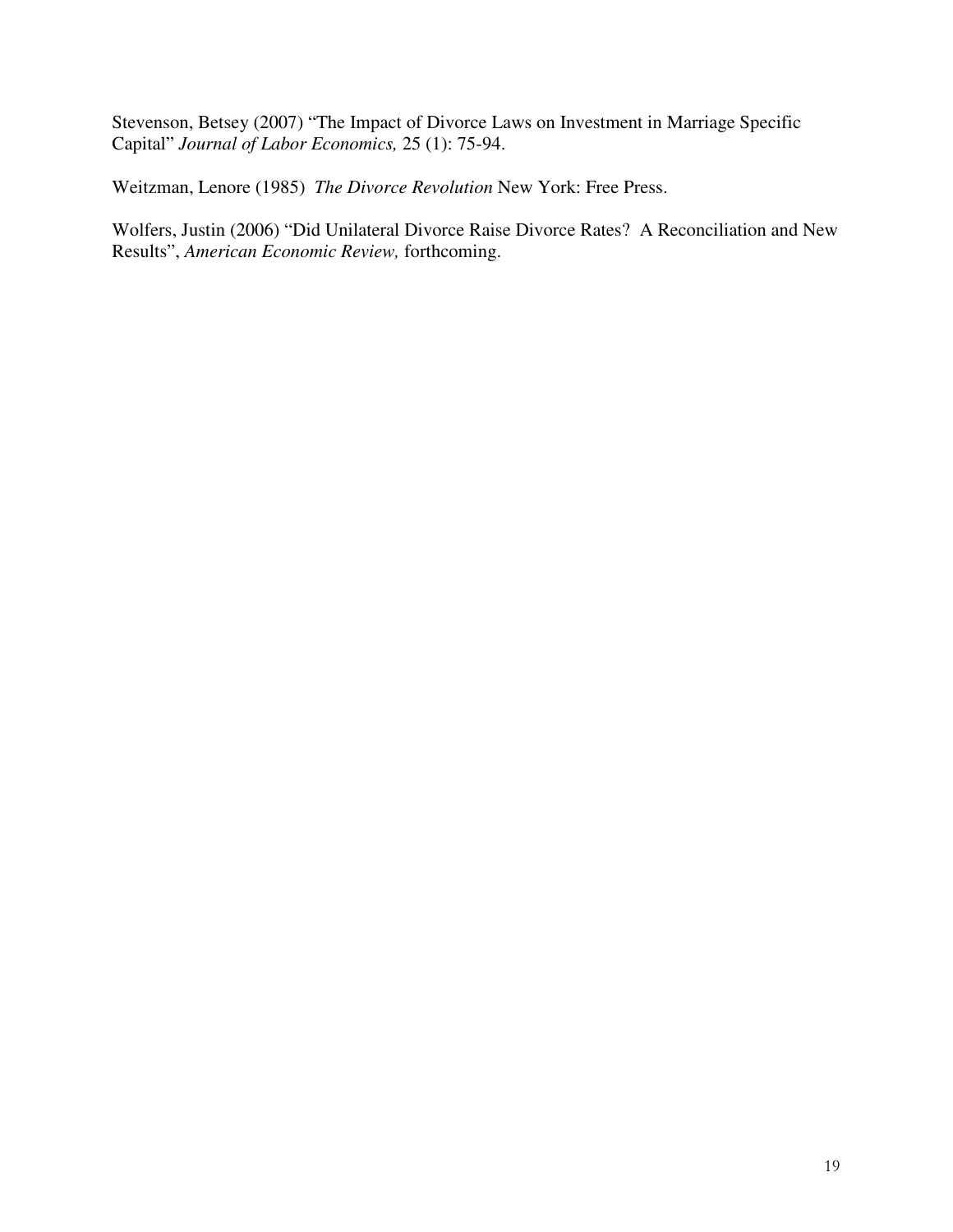Stevenson, Betsey (2007) "The Impact of Divorce Laws on Investment in Marriage Specific Capital" *Journal of Labor Economics,* 25 (1): 75-94.

Weitzman, Lenore (1985) *The Divorce Revolution* New York: Free Press.

Wolfers, Justin (2006) "Did Unilateral Divorce Raise Divorce Rates? A Reconciliation and New Results", *American Economic Review,* forthcoming.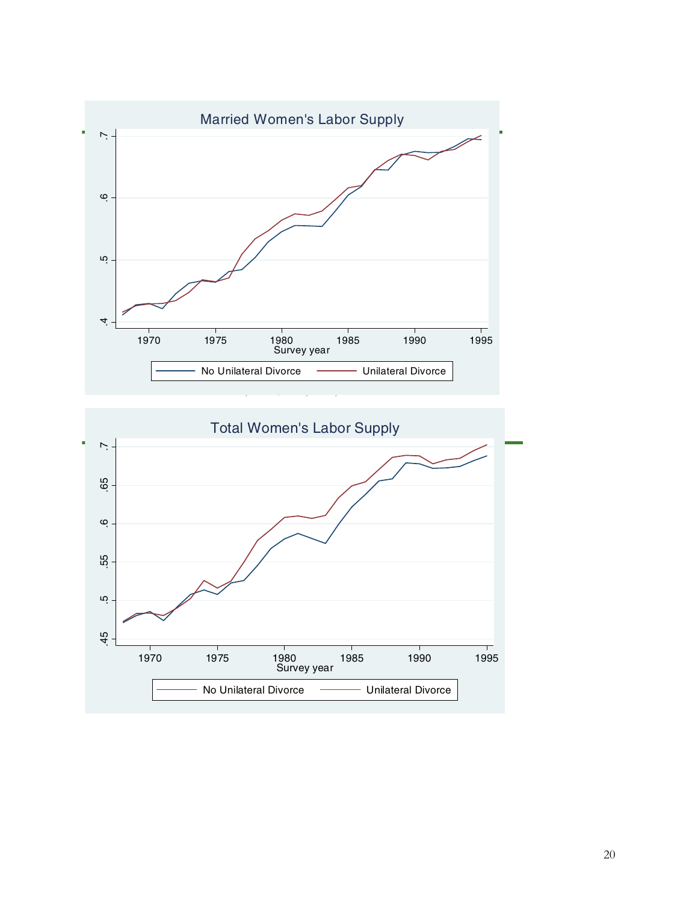Married Women's Labor Supply

.4 .5 .6 .7

1970 1975 1980 1985 1990 1995

Survey year

No Unilateral Divorce — Unilateral Divorce

Total Women's Labor Supply

.45 .5 .55 .6 .65 .7

1970 1975 1980 1985 1990 1995

Survey year

No Unilateral Divorce — Unilateral Divorce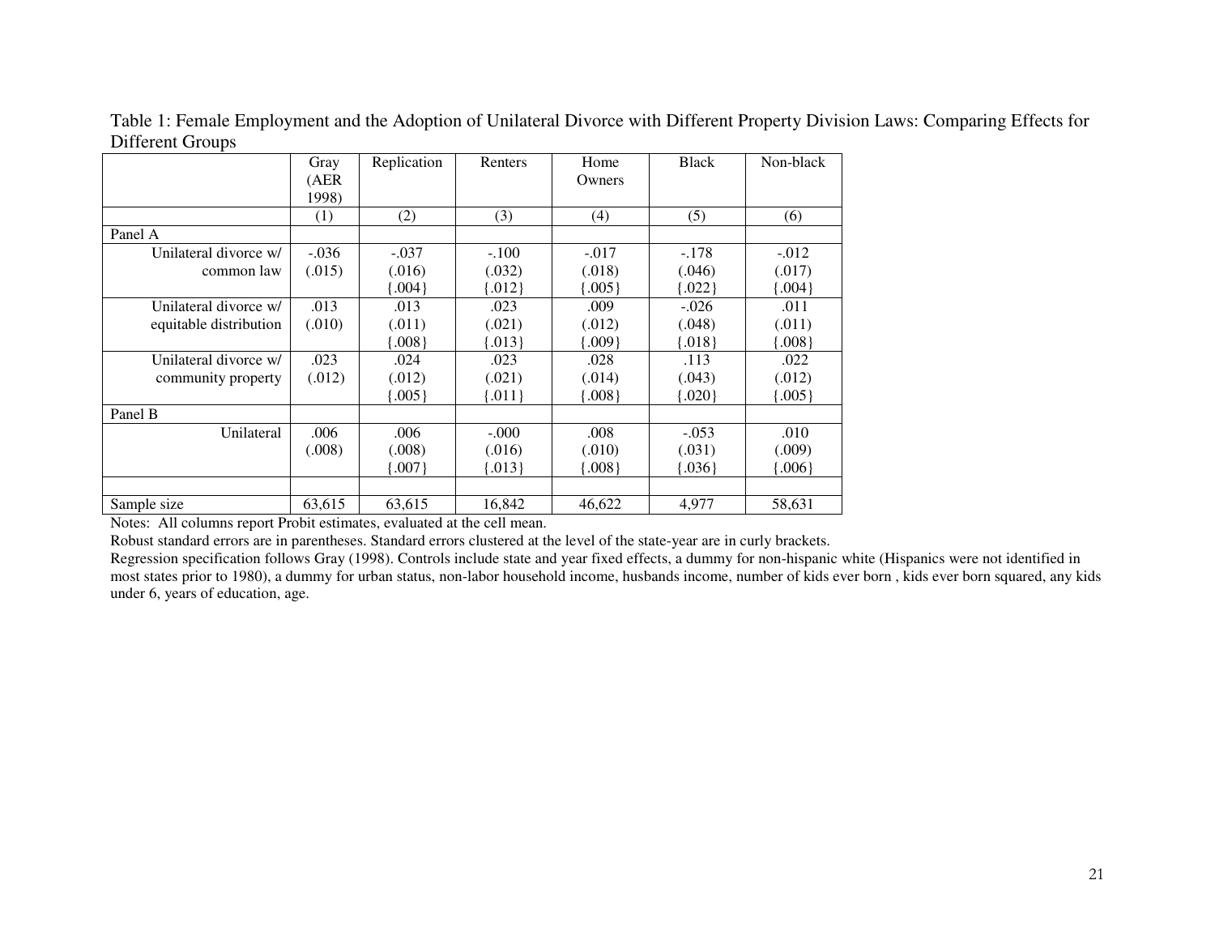Table 1: Female Employment and the Adoption of Unilateral Divorce with Different Property Division Laws: Comparing Effects for Different Groups

| | Gray (AER 1998) | Replication | Renters | Home Owners | Black | Non-black |
|---|---|---|---|---|---|---|
| | (1) | (2) | (3) | (4) | (5) | (6) |
| Panel A | | | | | | |
| Unilateral divorce w/ common law | -.036 (.015) | -.037 (.016) {.004} | -.100 (.032) {.012} | -.017 (.018) {.005} | -.178 (.046) {.022} | -.012 (.017) {.004} |
| Unilateral divorce w/ equitable distribution | .013 (.010) | .013 (.011) {.008} | .023 (.021) {.013} | .009 (.012) {.009} | -.026 (.048) {.018} | .011 (.011) {.008} |
| Unilateral divorce w/ community property | .023 (.012) | .024 (.012) {.005} | .023 (.021) {.011} | .028 (.014) {.008} | .113 (.043) {.020} | .022 (.012) {.005} |
| Panel B | | | | | | |
| Unilateral | .006 (.008) | .006 (.008) {.007} | -.000 (.016) {.013} | .008 (.010) {.008} | -.053 (.031) {.036} | .010 (.009) {.006} |
| | | | | | | |
| Sample size | 63,615 | 63,615 | 16,842 | 46,622 | 4,977 | 58,631 |

Notes: All columns report Probit estimates, evaluated at the cell mean.

Robust standard errors are in parentheses. Standard errors clustered at the level of the state-year are in curly brackets.

Regression specification follows Gray (1998). Controls include state and year fixed effects, a dummy for non-hispanic white (Hispanics were not identified in most states prior to 1980), a dummy for urban status, non-labor household income, husbands income, number of kids ever born , kids ever born squared, any kids under 6, years of education, age.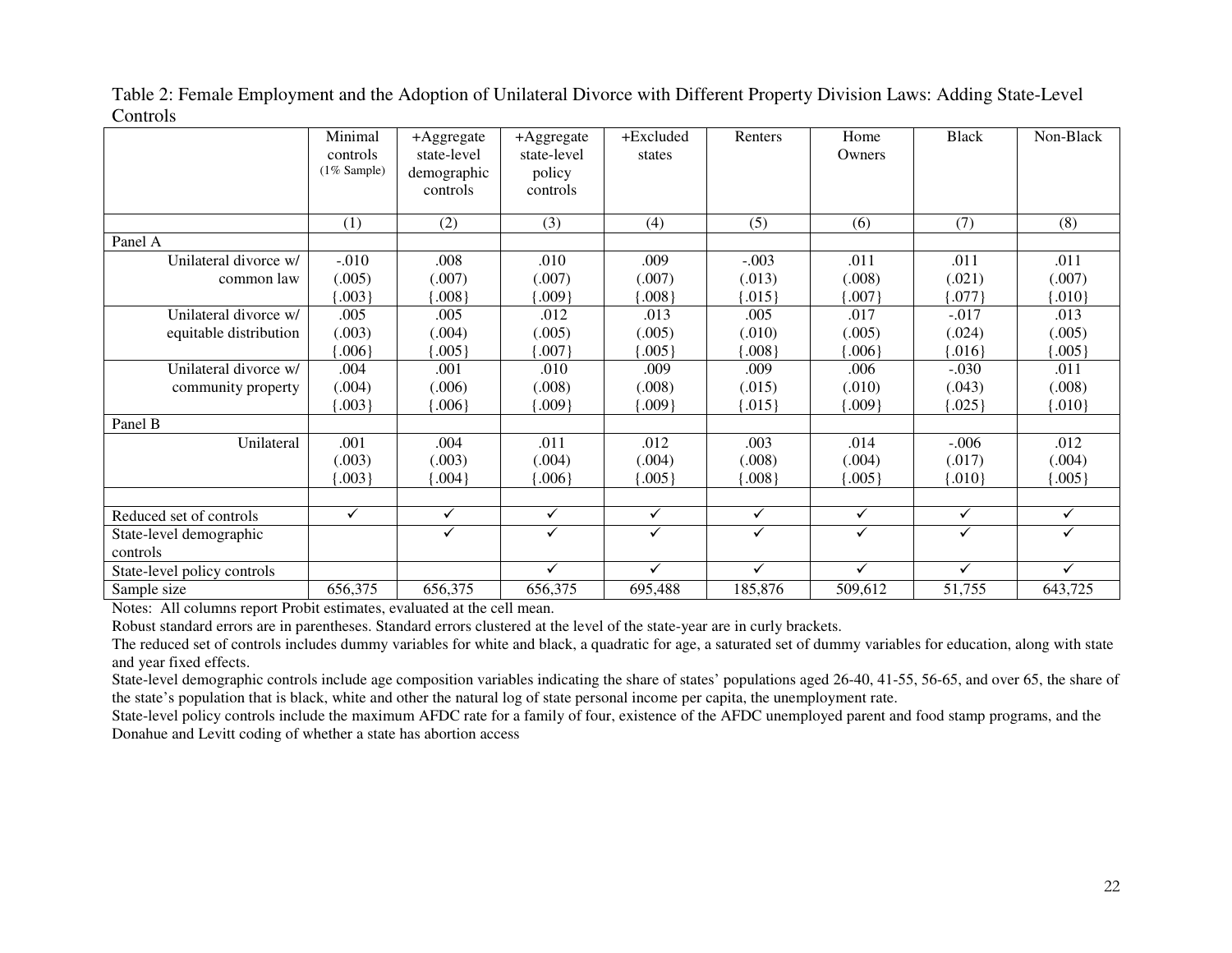Table 2: Female Employment and the Adoption of Unilateral Divorce with Different Property Division Laws: Adding State-Level Controls

| | Minimal controls (1% Sample) | +Aggregate state-level demographic controls | +Aggregate state-level policy controls | +Excluded states | Renters | Home Owners | Black | Non-Black |
|---|---|---|---|---|---|---|---|---|
| | (1) | (2) | (3) | (4) | (5) | (6) | (7) | (8) |
| Panel A | | | | | | | | |
| Unilateral divorce w/ common law | -.010<br>(.005)<br>{.003} | .008<br>(.007)<br>{.008} | .010<br>(.007)<br>{.009} | .009<br>(.007)<br>{.008} | -.003<br>(.013)<br>{.015} | .011<br>(.008)<br>{.007} | .011<br>(.021)<br>{.077} | .011<br>(.007)<br>{.010} |
| Unilateral divorce w/ equitable distribution | .005<br>(.003)<br>{.006} | .005<br>(.004)<br>{.005} | .012<br>(.005)<br>{.007} | .013<br>(.005)<br>{.005} | .005<br>(.010)<br>{.008} | .017<br>(.005)<br>{.006} | -.017<br>(.024)<br>{.016} | .013<br>(.005)<br>{.005} |
| Unilateral divorce w/ community property | .004<br>(.004)<br>{.003} | .001<br>(.006)<br>{.006} | .010<br>(.008)<br>{.009} | .009<br>(.008)<br>{.009} | .009<br>(.015)<br>{.015} | .006<br>(.010)<br>{.009} | -.030<br>(.043)<br>{.025} | .011<br>(.008)<br>{.010} |
| Panel B | | | | | | | | |
| Unilateral | .001<br>(.003)<br>{.003} | .004<br>(.003)<br>{.004} | .011<br>(.004)<br>{.006} | .012<br>(.004)<br>{.005} | .003<br>(.008)<br>{.008} | .014<br>(.004)<br>{.005} | -.006<br>(.017)<br>{.010} | .012<br>(.004)<br>{.005} |
| | | | | | | | | |
| Reduced set of controls | ✓ | ✓ | ✓ | ✓ | ✓ | ✓ | ✓ | ✓ |
| State-level demographic controls | | ✓ | ✓ | ✓ | ✓ | ✓ | ✓ | ✓ |
| State-level policy controls | | | ✓ | ✓ | ✓ | ✓ | ✓ | ✓ |
| Sample size | 656,375 | 656,375 | 656,375 | 695,488 | 185,876 | 509,612 | 51,755 | 643,725 |

Notes: All columns report Probit estimates, evaluated at the cell mean.

Robust standard errors are in parentheses. Standard errors clustered at the level of the state-year are in curly brackets.

The reduced set of controls includes dummy variables for white and black, a quadratic for age, a saturated set of dummy variables for education, along with state and year fixed effects.

State-level demographic controls include age composition variables indicating the share of states' populations aged 26-40, 41-55, 56-65, and over 65, the share of the state's population that is black, white and other the natural log of state personal income per capita, the unemployment rate.

State-level policy controls include the maximum AFDC rate for a family of four, existence of the AFDC unemployed parent and food stamp programs, and the Donahue and Levitt coding of whether a state has abortion access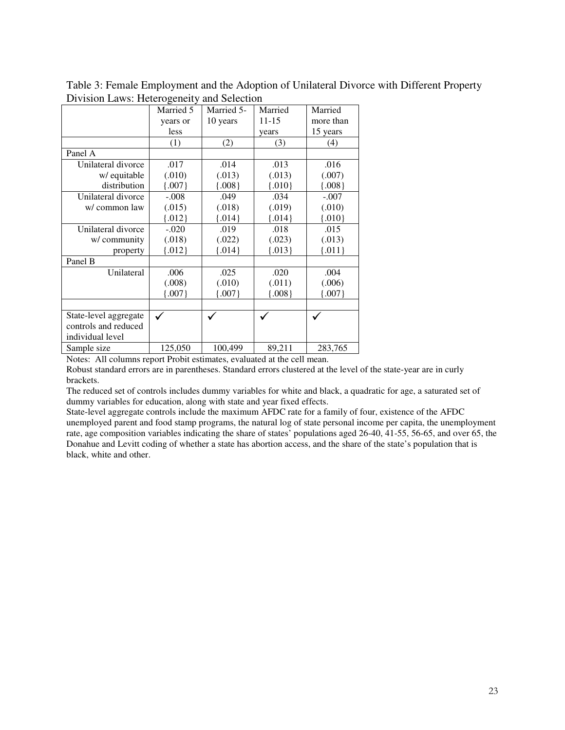Table 3: Female Employment and the Adoption of Unilateral Divorce with Different Property Division Laws: Heterogeneity and Selection

| | Married 5 years or less | Married 5-10 years | Married 11-15 years | Married more than 15 years |
|---|---|---|---|---|
| | (1) | (2) | (3) | (4) |
| Panel A | | | | |
| Unilateral divorce w/ equitable distribution | .017<br>(.010)<br>{.007} | .014<br>(.013)<br>{.008} | .013<br>(.013)<br>{.010} | .016<br>(.007)<br>{.008} |
| Unilateral divorce w/ common law | -.008<br>(.015)<br>{.012} | .049<br>(.018)<br>{.014} | .034<br>(.019)<br>{.014} | -.007<br>(.010)<br>{.010} |
| Unilateral divorce w/ community property | -.020<br>(.018)<br>{.012} | .019<br>(.022)<br>{.014} | .018<br>(.023)<br>{.013} | .015<br>(.013)<br>{.011} |
| Panel B | | | | |
| Unilateral | .006<br>(.008)<br>{.007} | .025<br>(.010)<br>{.007} | .020<br>(.011)<br>{.008} | .004<br>(.006)<br>{.007} |
| | | | | |
| State-level aggregate controls and reduced individual level | ✓ | ✓ | ✓ | ✓ |
| Sample size | 125,050 | 100,499 | 89,211 | 283,765 |

Notes: All columns report Probit estimates, evaluated at the cell mean.

Robust standard errors are in parentheses. Standard errors clustered at the level of the state-year are in curly brackets.

The reduced set of controls includes dummy variables for white and black, a quadratic for age, a saturated set of dummy variables for education, along with state and year fixed effects.

State-level aggregate controls include the maximum AFDC rate for a family of four, existence of the AFDC unemployed parent and food stamp programs, the natural log of state personal income per capita, the unemployment rate, age composition variables indicating the share of states' populations aged 26-40, 41-55, 56-65, and over 65, the Donahue and Levitt coding of whether a state has abortion access, and the share of the state's population that is black, white and other.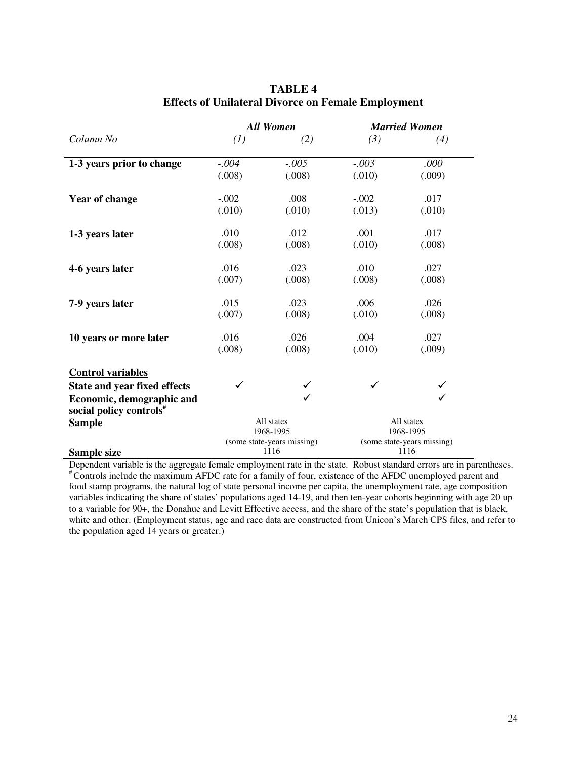**TABLE 4**
**Effects of Unilateral Divorce on Female Employment**

| | *All Women* | | *Married Women* | |
|---|---|---|---|---|
| *Column No* | *(1)* | *(2)* | *(3)* | *(4)* |
| **1-3 years prior to change** | *-.004* | *-.005* | *-.003* | *.000* |
| | (.008) | (.008) | (.010) | (.009) |
| **Year of change** | -.002 | .008 | -.002 | .017 |
| | (.010) | (.010) | (.013) | (.010) |
| **1-3 years later** | .010 | .012 | .001 | .017 |
| | (.008) | (.008) | (.010) | (.008) |
| **4-6 years later** | .016 | .023 | .010 | .027 |
| | (.007) | (.008) | (.008) | (.008) |
| **7-9 years later** | .015 | .023 | .006 | .026 |
| | (.007) | (.008) | (.010) | (.008) |
| **10 years or more later** | .016 | .026 | .004 | .027 |
| | (.008) | (.008) | (.010) | (.009) |
| **Control variables** | | | | |
| **State and year fixed effects** | ✓ | ✓ | ✓ | ✓ |
| **Economic, demographic and social policy controls#** | | ✓ | | ✓ |
| **Sample** | All states 1968-1995 (some state-years missing) | | All states 1968-1995 (some state-years missing) | |
| **Sample size** | 1116 | | 1116 | |

Dependent variable is the aggregate female employment rate in the state. Robust standard errors are in parentheses.
# Controls include the maximum AFDC rate for a family of four, existence of the AFDC unemployed parent and food stamp programs, the natural log of state personal income per capita, the unemployment rate, age composition variables indicating the share of states' populations aged 14-19, and then ten-year cohorts beginning with age 20 up to a variable for 90+, the Donahue and Levitt Effective access, and the share of the state's population that is black, white and other. (Employment status, age and race data are constructed from Unicon's March CPS files, and refer to the population aged 14 years or greater.)